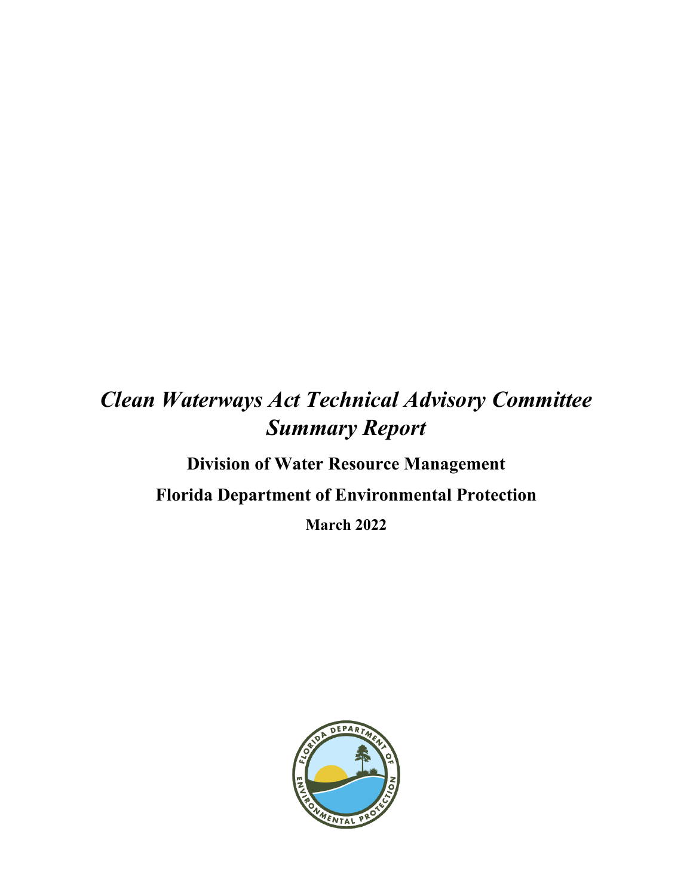# *Clean Waterways Act Technical Advisory Committee Summary Report*

**Division of Water Resource Management**

**Florida Department of Environmental Protection**

**March 2022**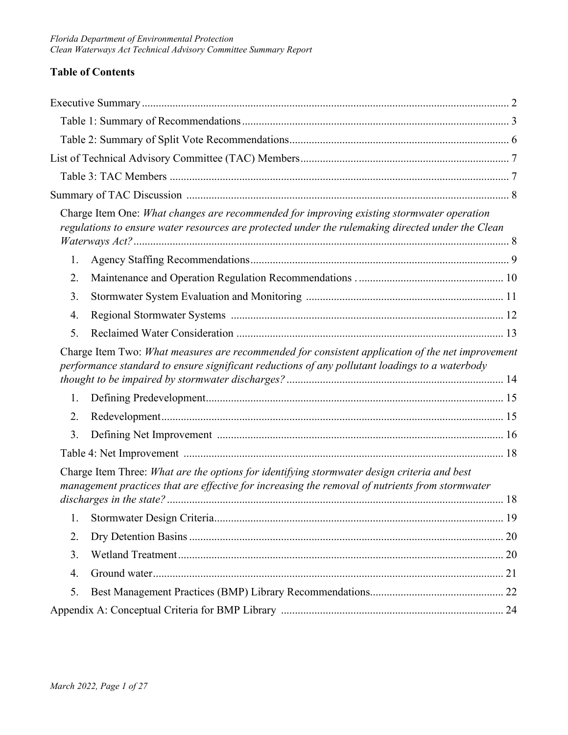## Table of Contents

Executive Summary ... 2

- Table 1: Summary of Recommendations ... 3
- Table 2: Summary of Split Vote Recommendations ... 6

List of Technical Advisory Committee (TAC) Members ... 7

- Table 3: TAC Members ... 7

Summary of TAC Discussion ... 8

- Charge Item One: *What changes are recommended for improving existing stormwater operation regulations to ensure water resources are protected under the rulemaking directed under the Clean Waterways Act?* ... 8
  1. Agency Staffing Recommendations ... 9
  2. Maintenance and Operation Regulation Recommendations ... 10
  3. Stormwater System Evaluation and Monitoring ... 11
  4. Regional Stormwater Systems ... 12
  5. Reclaimed Water Consideration ... 13
- Charge Item Two: *What measures are recommended for consistent application of the net improvement performance standard to ensure significant reductions of any pollutant loadings to a waterbody thought to be impaired by stormwater discharges?* ... 14
  1. Defining Predevelopment ... 15
  2. Redevelopment ... 15
  3. Defining Net Improvement ... 16
- Table 4: Net Improvement ... 18
- Charge Item Three: *What are the options for identifying stormwater design criteria and best management practices that are effective for increasing the removal of nutrients from stormwater discharges in the state?* ... 18
  1. Stormwater Design Criteria ... 19
  2. Dry Detention Basins ... 20
  3. Wetland Treatment ... 20
  4. Ground water ... 21
  5. Best Management Practices (BMP) Library Recommendations ... 22

Appendix A: Conceptual Criteria for BMP Library ... 24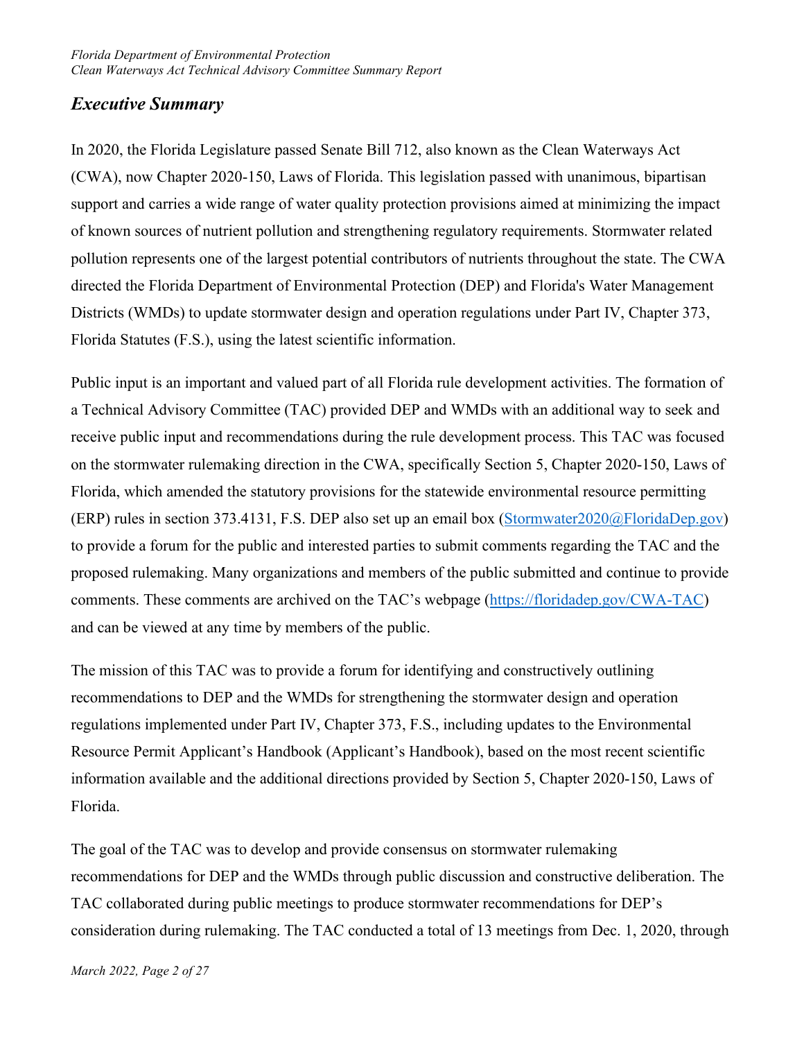## *Executive Summary*

In 2020, the Florida Legislature passed Senate Bill 712, also known as the Clean Waterways Act (CWA), now Chapter 2020-150, Laws of Florida. This legislation passed with unanimous, bipartisan support and carries a wide range of water quality protection provisions aimed at minimizing the impact of known sources of nutrient pollution and strengthening regulatory requirements. Stormwater related pollution represents one of the largest potential contributors of nutrients throughout the state. The CWA directed the Florida Department of Environmental Protection (DEP) and Florida's Water Management Districts (WMDs) to update stormwater design and operation regulations under Part IV, Chapter 373, Florida Statutes (F.S.), using the latest scientific information.

Public input is an important and valued part of all Florida rule development activities. The formation of a Technical Advisory Committee (TAC) provided DEP and WMDs with an additional way to seek and receive public input and recommendations during the rule development process. This TAC was focused on the stormwater rulemaking direction in the CWA, specifically Section 5, Chapter 2020-150, Laws of Florida, which amended the statutory provisions for the statewide environmental resource permitting (ERP) rules in section 373.4131, F.S. DEP also set up an email box ([Stormwater2020@FloridaDep.gov](mailto:Stormwater2020@FloridaDep.gov)) to provide a forum for the public and interested parties to submit comments regarding the TAC and the proposed rulemaking. Many organizations and members of the public submitted and continue to provide comments. These comments are archived on the TAC's webpage ([https://floridadep.gov/CWA-TAC](https://floridadep.gov/CWA-TAC)) and can be viewed at any time by members of the public.

The mission of this TAC was to provide a forum for identifying and constructively outlining recommendations to DEP and the WMDs for strengthening the stormwater design and operation regulations implemented under Part IV, Chapter 373, F.S., including updates to the Environmental Resource Permit Applicant's Handbook (Applicant's Handbook), based on the most recent scientific information available and the additional directions provided by Section 5, Chapter 2020-150, Laws of Florida.

The goal of the TAC was to develop and provide consensus on stormwater rulemaking recommendations for DEP and the WMDs through public discussion and constructive deliberation. The TAC collaborated during public meetings to produce stormwater recommendations for DEP's consideration during rulemaking. The TAC conducted a total of 13 meetings from Dec. 1, 2020, through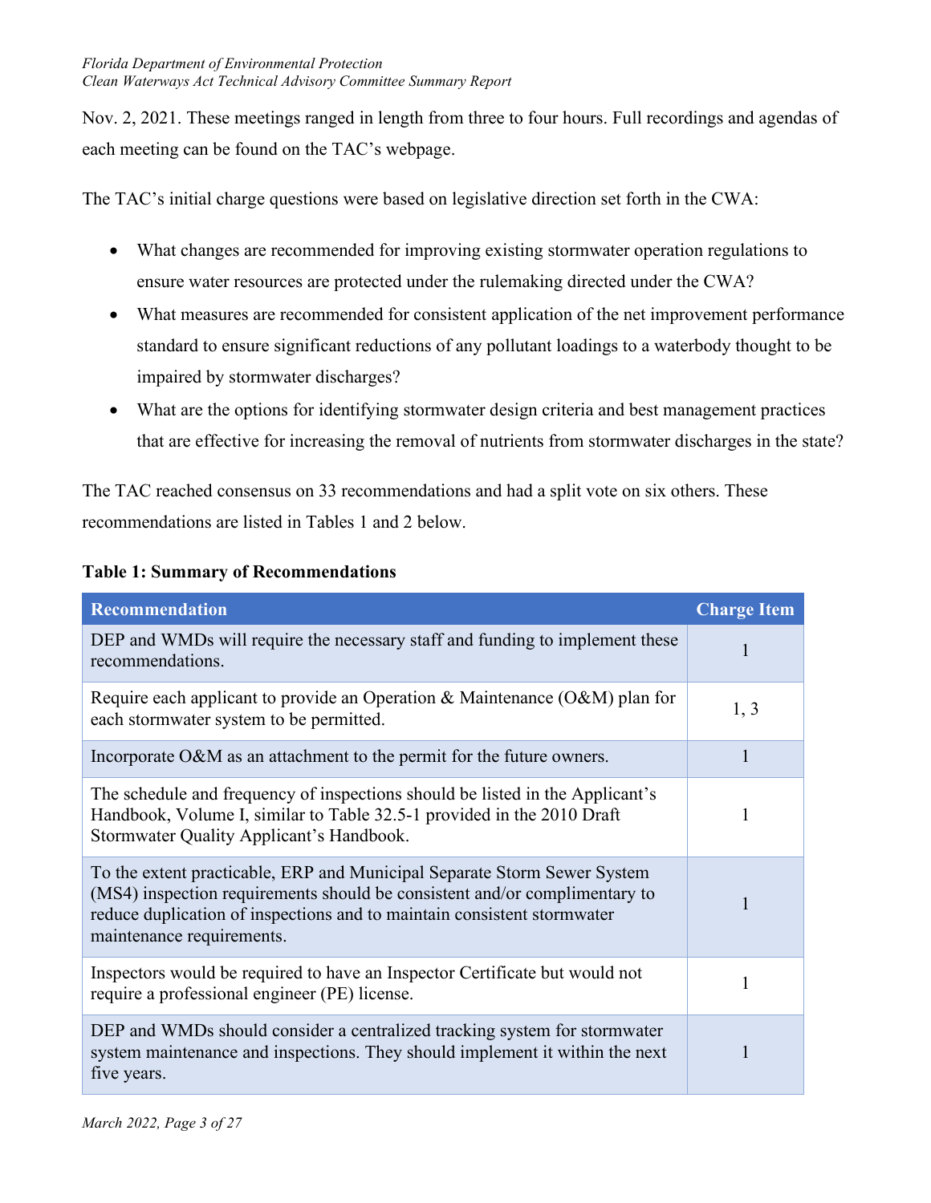Nov. 2, 2021. These meetings ranged in length from three to four hours. Full recordings and agendas of each meeting can be found on the TAC's webpage.

The TAC's initial charge questions were based on legislative direction set forth in the CWA:

- What changes are recommended for improving existing stormwater operation regulations to ensure water resources are protected under the rulemaking directed under the CWA?
- What measures are recommended for consistent application of the net improvement performance standard to ensure significant reductions of any pollutant loadings to a waterbody thought to be impaired by stormwater discharges?
- What are the options for identifying stormwater design criteria and best management practices that are effective for increasing the removal of nutrients from stormwater discharges in the state?

The TAC reached consensus on 33 recommendations and had a split vote on six others. These recommendations are listed in Tables 1 and 2 below.

**Table 1: Summary of Recommendations**

| Recommendation | Charge Item |
|---|---|
| DEP and WMDs will require the necessary staff and funding to implement these recommendations. | 1 |
| Require each applicant to provide an Operation & Maintenance (O&M) plan for each stormwater system to be permitted. | 1, 3 |
| Incorporate O&M as an attachment to the permit for the future owners. | 1 |
| The schedule and frequency of inspections should be listed in the Applicant's Handbook, Volume I, similar to Table 32.5-1 provided in the 2010 Draft Stormwater Quality Applicant's Handbook. | 1 |
| To the extent practicable, ERP and Municipal Separate Storm Sewer System (MS4) inspection requirements should be consistent and/or complimentary to reduce duplication of inspections and to maintain consistent stormwater maintenance requirements. | 1 |
| Inspectors would be required to have an Inspector Certificate but would not require a professional engineer (PE) license. | 1 |
| DEP and WMDs should consider a centralized tracking system for stormwater system maintenance and inspections. They should implement it within the next five years. | 1 |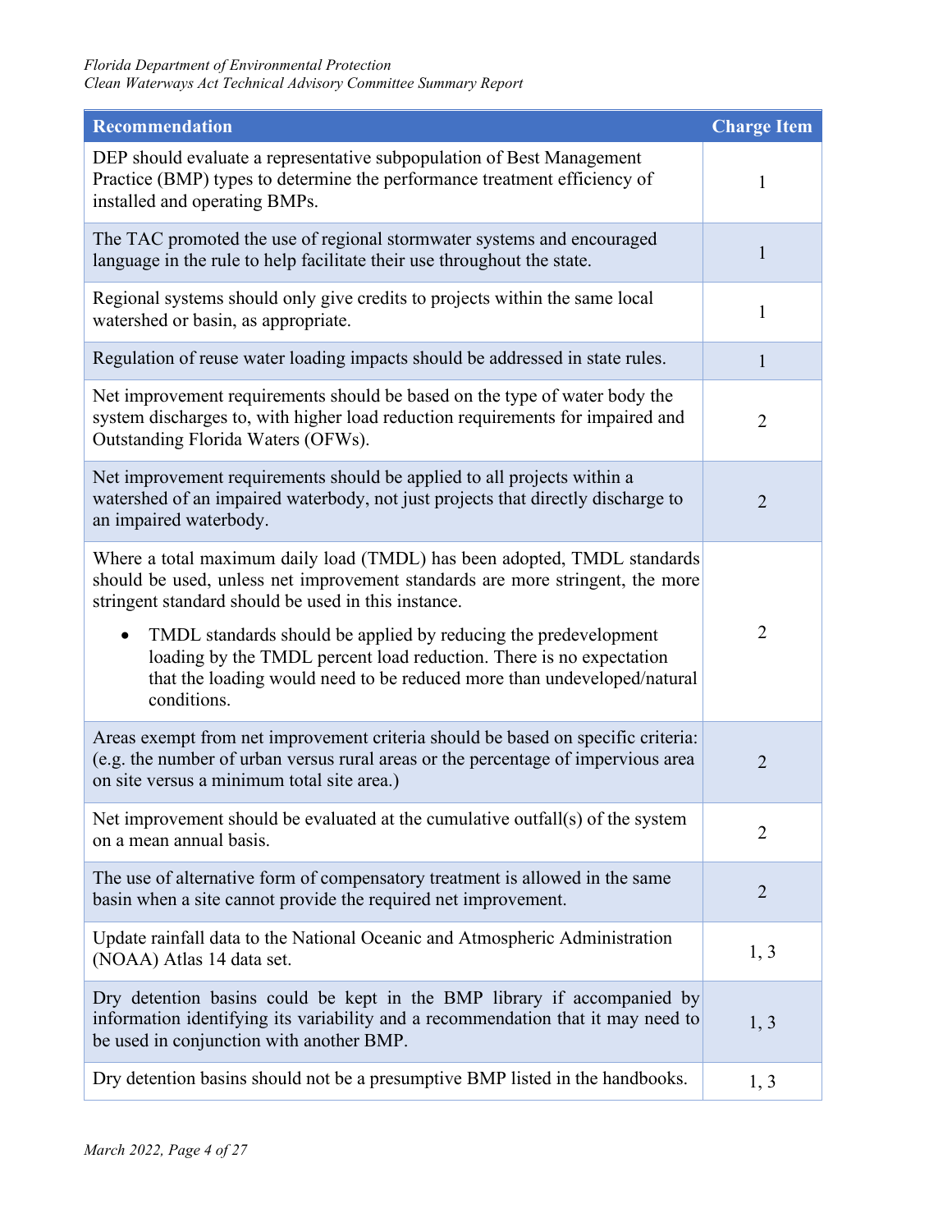| Recommendation | Charge Item |
| --- | --- |
| DEP should evaluate a representative subpopulation of Best Management Practice (BMP) types to determine the performance treatment efficiency of installed and operating BMPs. | 1 |
| The TAC promoted the use of regional stormwater systems and encouraged language in the rule to help facilitate their use throughout the state. | 1 |
| Regional systems should only give credits to projects within the same local watershed or basin, as appropriate. | 1 |
| Regulation of reuse water loading impacts should be addressed in state rules. | 1 |
| Net improvement requirements should be based on the type of water body the system discharges to, with higher load reduction requirements for impaired and Outstanding Florida Waters (OFWs). | 2 |
| Net improvement requirements should be applied to all projects within a watershed of an impaired waterbody, not just projects that directly discharge to an impaired waterbody. | 2 |
| Where a total maximum daily load (TMDL) has been adopted, TMDL standards should be used, unless net improvement standards are more stringent, the more stringent standard should be used in this instance.<br>• TMDL standards should be applied by reducing the predevelopment loading by the TMDL percent load reduction. There is no expectation that the loading would need to be reduced more than undeveloped/natural conditions. | 2 |
| Areas exempt from net improvement criteria should be based on specific criteria: (e.g. the number of urban versus rural areas or the percentage of impervious area on site versus a minimum total site area.) | 2 |
| Net improvement should be evaluated at the cumulative outfall(s) of the system on a mean annual basis. | 2 |
| The use of alternative form of compensatory treatment is allowed in the same basin when a site cannot provide the required net improvement. | 2 |
| Update rainfall data to the National Oceanic and Atmospheric Administration (NOAA) Atlas 14 data set. | 1, 3 |
| Dry detention basins could be kept in the BMP library if accompanied by information identifying its variability and a recommendation that it may need to be used in conjunction with another BMP. | 1, 3 |
| Dry detention basins should not be a presumptive BMP listed in the handbooks. | 1, 3 |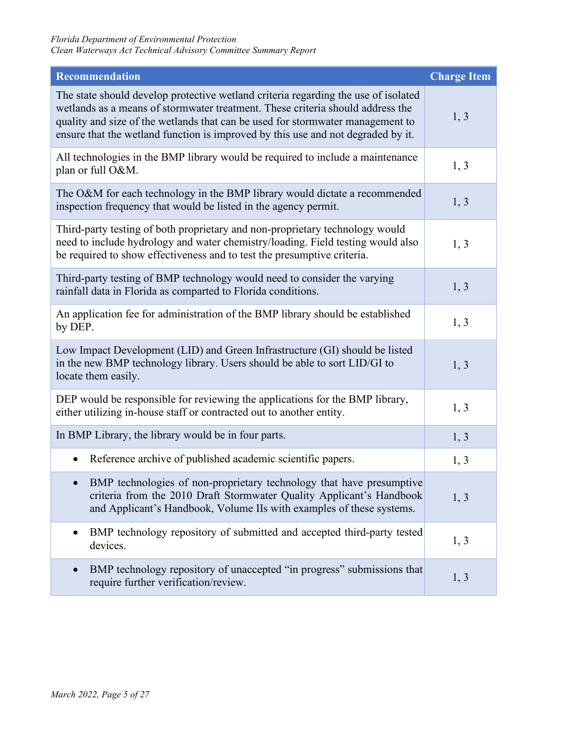| Recommendation | Charge Item |
|---|---|
| The state should develop protective wetland criteria regarding the use of isolated wetlands as a means of stormwater treatment. These criteria should address the quality and size of the wetlands that can be used for stormwater management to ensure that the wetland function is improved by this use and not degraded by it. | 1, 3 |
| All technologies in the BMP library would be required to include a maintenance plan or full O&M. | 1, 3 |
| The O&M for each technology in the BMP library would dictate a recommended inspection frequency that would be listed in the agency permit. | 1, 3 |
| Third-party testing of both proprietary and non-proprietary technology would need to include hydrology and water chemistry/loading. Field testing would also be required to show effectiveness and to test the presumptive criteria. | 1, 3 |
| Third-party testing of BMP technology would need to consider the varying rainfall data in Florida as comparted to Florida conditions. | 1, 3 |
| An application fee for administration of the BMP library should be established by DEP. | 1, 3 |
| Low Impact Development (LID) and Green Infrastructure (GI) should be listed in the new BMP technology library. Users should be able to sort LID/GI to locate them easily. | 1, 3 |
| DEP would be responsible for reviewing the applications for the BMP library, either utilizing in-house staff or contracted out to another entity. | 1, 3 |
| In BMP Library, the library would be in four parts. | 1, 3 |
| • Reference archive of published academic scientific papers. | 1, 3 |
| • BMP technologies of non-proprietary technology that have presumptive criteria from the 2010 Draft Stormwater Quality Applicant's Handbook and Applicant's Handbook, Volume IIs with examples of these systems. | 1, 3 |
| • BMP technology repository of submitted and accepted third-party tested devices. | 1, 3 |
| • BMP technology repository of unaccepted "in progress" submissions that require further verification/review. | 1, 3 |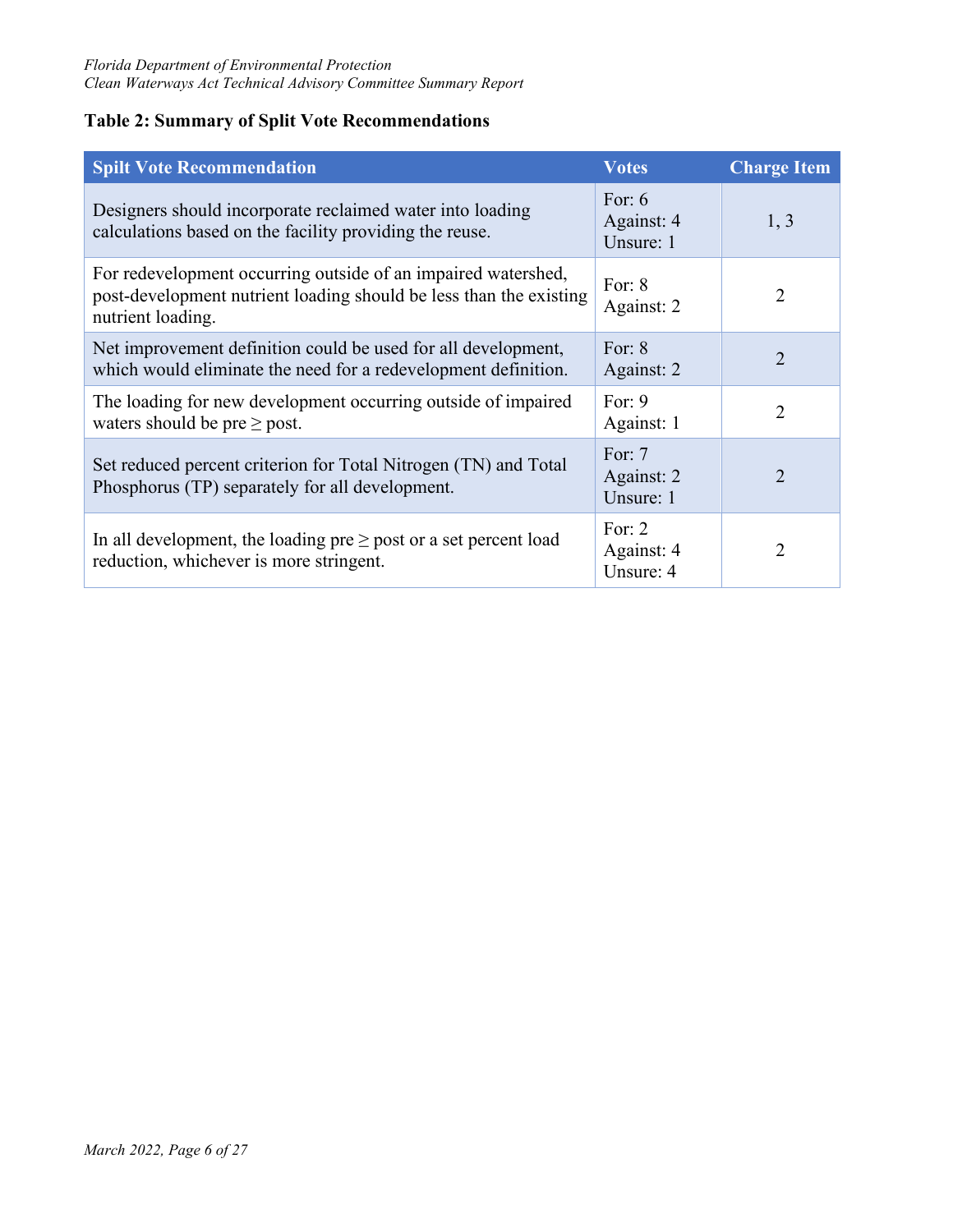**Table 2: Summary of Split Vote Recommendations**

| Spilt Vote Recommendation | Votes | Charge Item |
|---|---|---|
| Designers should incorporate reclaimed water into loading calculations based on the facility providing the reuse. | For: 6<br>Against: 4<br>Unsure: 1 | 1, 3 |
| For redevelopment occurring outside of an impaired watershed, post-development nutrient loading should be less than the existing nutrient loading. | For: 8<br>Against: 2 | 2 |
| Net improvement definition could be used for all development, which would eliminate the need for a redevelopment definition. | For: 8<br>Against: 2 | 2 |
| The loading for new development occurring outside of impaired waters should be pre ≥ post. | For: 9<br>Against: 1 | 2 |
| Set reduced percent criterion for Total Nitrogen (TN) and Total Phosphorus (TP) separately for all development. | For: 7<br>Against: 2<br>Unsure: 1 | 2 |
| In all development, the loading pre ≥ post or a set percent load reduction, whichever is more stringent. | For: 2<br>Against: 4<br>Unsure: 4 | 2 |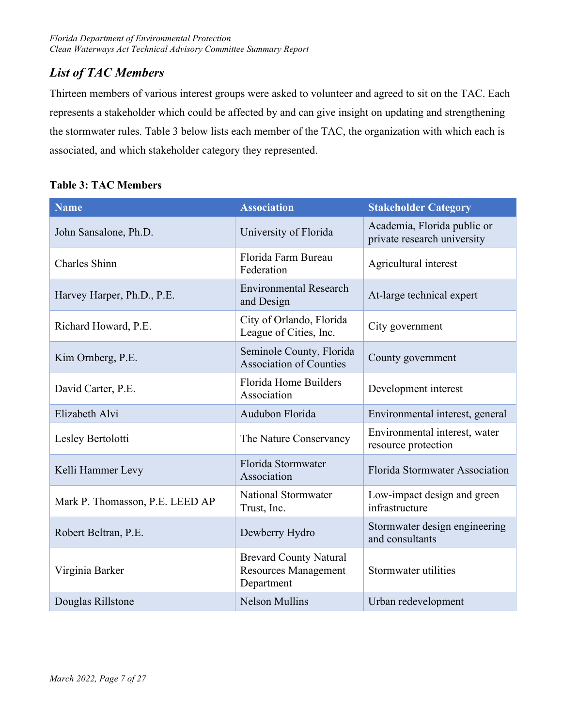## *List of TAC Members*

Thirteen members of various interest groups were asked to volunteer and agreed to sit on the TAC. Each represents a stakeholder which could be affected by and can give insight on updating and strengthening the stormwater rules. Table 3 below lists each member of the TAC, the organization with which each is associated, and which stakeholder category they represented.

**Table 3: TAC Members**

| Name | Association | Stakeholder Category |
|---|---|---|
| John Sansalone, Ph.D. | University of Florida | Academia, Florida public or private research university |
| Charles Shinn | Florida Farm Bureau Federation | Agricultural interest |
| Harvey Harper, Ph.D., P.E. | Environmental Research and Design | At-large technical expert |
| Richard Howard, P.E. | City of Orlando, Florida League of Cities, Inc. | City government |
| Kim Ornberg, P.E. | Seminole County, Florida Association of Counties | County government |
| David Carter, P.E. | Florida Home Builders Association | Development interest |
| Elizabeth Alvi | Audubon Florida | Environmental interest, general |
| Lesley Bertolotti | The Nature Conservancy | Environmental interest, water resource protection |
| Kelli Hammer Levy | Florida Stormwater Association | Florida Stormwater Association |
| Mark P. Thomasson, P.E. LEED AP | National Stormwater Trust, Inc. | Low-impact design and green infrastructure |
| Robert Beltran, P.E. | Dewberry Hydro | Stormwater design engineering and consultants |
| Virginia Barker | Brevard County Natural Resources Management Department | Stormwater utilities |
| Douglas Rillstone | Nelson Mullins | Urban redevelopment |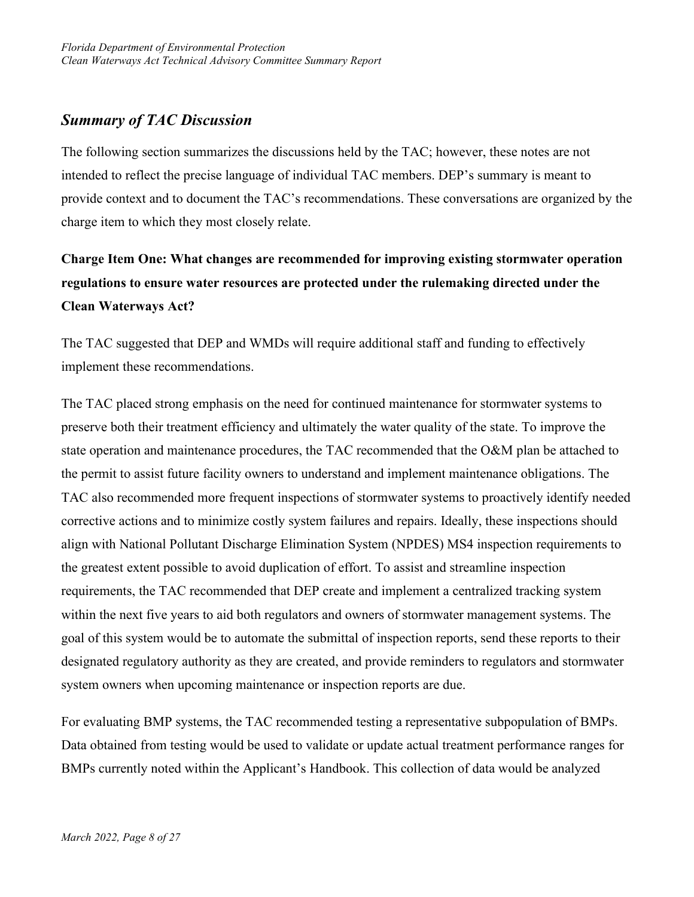## *Summary of TAC Discussion*

The following section summarizes the discussions held by the TAC; however, these notes are not intended to reflect the precise language of individual TAC members. DEP's summary is meant to provide context and to document the TAC's recommendations. These conversations are organized by the charge item to which they most closely relate.

### Charge Item One: What changes are recommended for improving existing stormwater operation regulations to ensure water resources are protected under the rulemaking directed under the Clean Waterways Act?

The TAC suggested that DEP and WMDs will require additional staff and funding to effectively implement these recommendations.

The TAC placed strong emphasis on the need for continued maintenance for stormwater systems to preserve both their treatment efficiency and ultimately the water quality of the state. To improve the state operation and maintenance procedures, the TAC recommended that the O&M plan be attached to the permit to assist future facility owners to understand and implement maintenance obligations. The TAC also recommended more frequent inspections of stormwater systems to proactively identify needed corrective actions and to minimize costly system failures and repairs. Ideally, these inspections should align with National Pollutant Discharge Elimination System (NPDES) MS4 inspection requirements to the greatest extent possible to avoid duplication of effort. To assist and streamline inspection requirements, the TAC recommended that DEP create and implement a centralized tracking system within the next five years to aid both regulators and owners of stormwater management systems. The goal of this system would be to automate the submittal of inspection reports, send these reports to their designated regulatory authority as they are created, and provide reminders to regulators and stormwater system owners when upcoming maintenance or inspection reports are due.

For evaluating BMP systems, the TAC recommended testing a representative subpopulation of BMPs. Data obtained from testing would be used to validate or update actual treatment performance ranges for BMPs currently noted within the Applicant's Handbook. This collection of data would be analyzed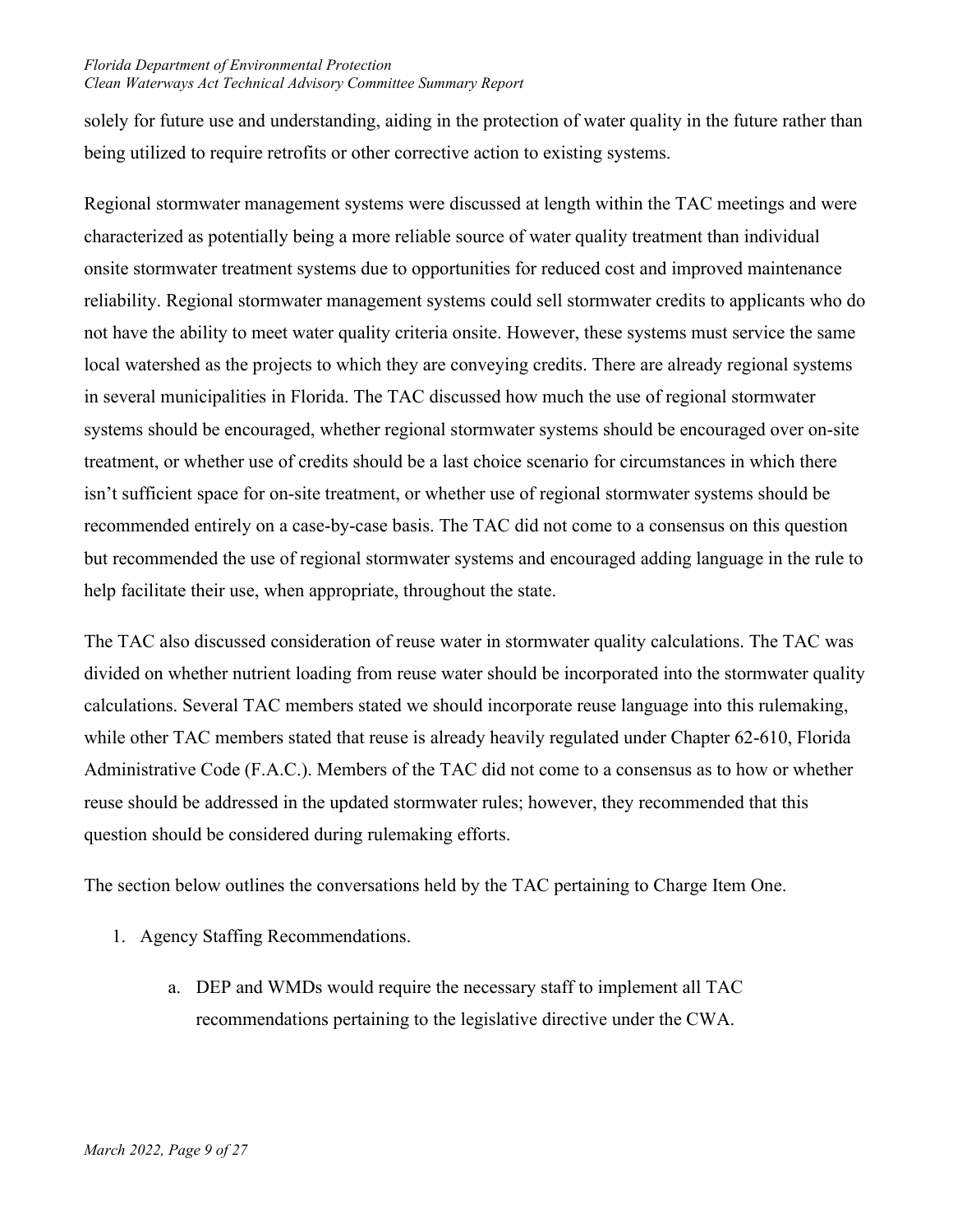solely for future use and understanding, aiding in the protection of water quality in the future rather than being utilized to require retrofits or other corrective action to existing systems.

Regional stormwater management systems were discussed at length within the TAC meetings and were characterized as potentially being a more reliable source of water quality treatment than individual onsite stormwater treatment systems due to opportunities for reduced cost and improved maintenance reliability. Regional stormwater management systems could sell stormwater credits to applicants who do not have the ability to meet water quality criteria onsite. However, these systems must service the same local watershed as the projects to which they are conveying credits. There are already regional systems in several municipalities in Florida. The TAC discussed how much the use of regional stormwater systems should be encouraged, whether regional stormwater systems should be encouraged over on-site treatment, or whether use of credits should be a last choice scenario for circumstances in which there isn't sufficient space for on-site treatment, or whether use of regional stormwater systems should be recommended entirely on a case-by-case basis. The TAC did not come to a consensus on this question but recommended the use of regional stormwater systems and encouraged adding language in the rule to help facilitate their use, when appropriate, throughout the state.

The TAC also discussed consideration of reuse water in stormwater quality calculations. The TAC was divided on whether nutrient loading from reuse water should be incorporated into the stormwater quality calculations. Several TAC members stated we should incorporate reuse language into this rulemaking, while other TAC members stated that reuse is already heavily regulated under Chapter 62-610, Florida Administrative Code (F.A.C.). Members of the TAC did not come to a consensus as to how or whether reuse should be addressed in the updated stormwater rules; however, they recommended that this question should be considered during rulemaking efforts.

The section below outlines the conversations held by the TAC pertaining to Charge Item One.

1. Agency Staffing Recommendations.
    a. DEP and WMDs would require the necessary staff to implement all TAC recommendations pertaining to the legislative directive under the CWA.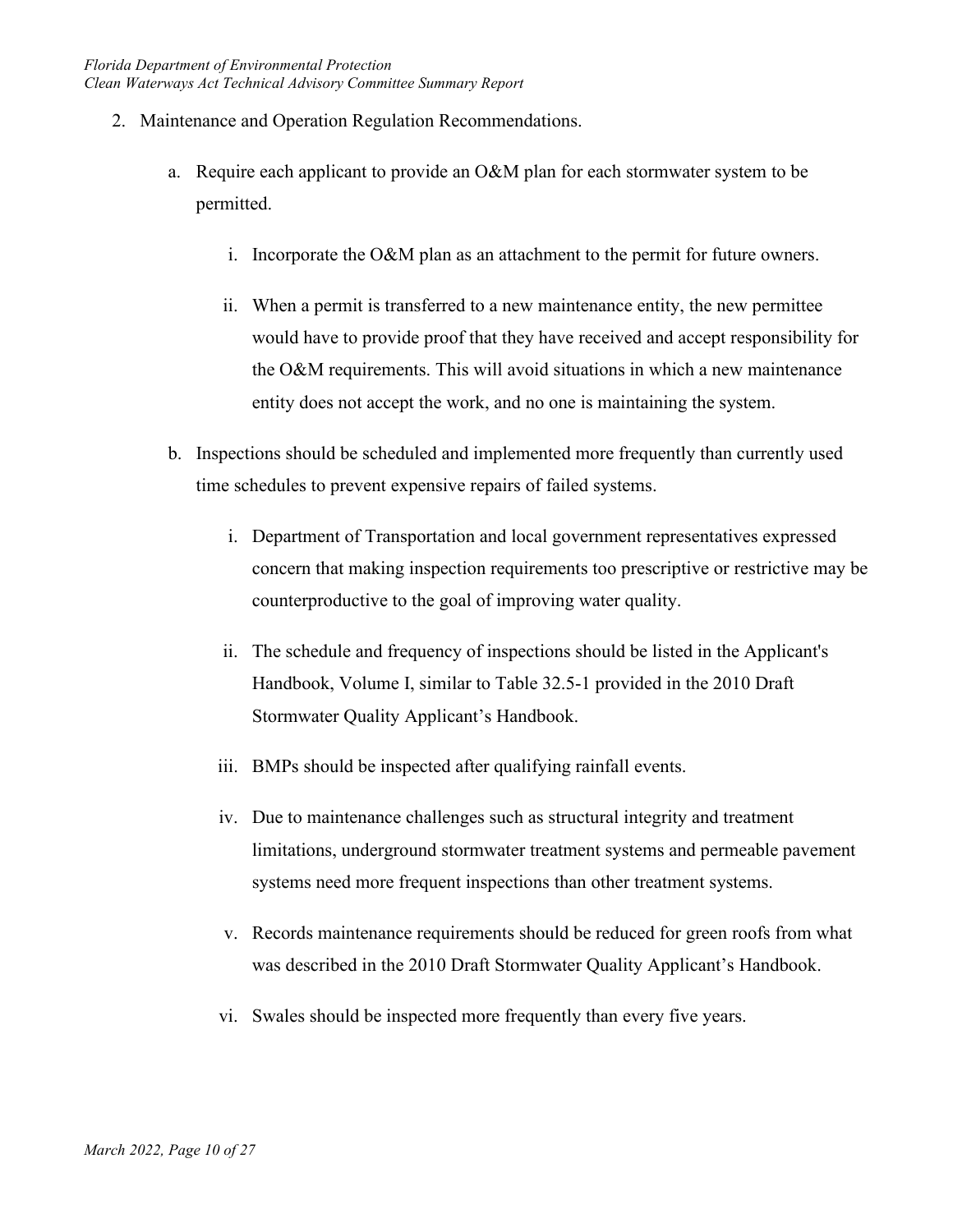2. Maintenance and Operation Regulation Recommendations.

    a. Require each applicant to provide an O&M plan for each stormwater system to be permitted.

        i. Incorporate the O&M plan as an attachment to the permit for future owners.

        ii. When a permit is transferred to a new maintenance entity, the new permittee would have to provide proof that they have received and accept responsibility for the O&M requirements. This will avoid situations in which a new maintenance entity does not accept the work, and no one is maintaining the system.

    b. Inspections should be scheduled and implemented more frequently than currently used time schedules to prevent expensive repairs of failed systems.

        i. Department of Transportation and local government representatives expressed concern that making inspection requirements too prescriptive or restrictive may be counterproductive to the goal of improving water quality.

        ii. The schedule and frequency of inspections should be listed in the Applicant's Handbook, Volume I, similar to Table 32.5-1 provided in the 2010 Draft Stormwater Quality Applicant's Handbook.

        iii. BMPs should be inspected after qualifying rainfall events.

        iv. Due to maintenance challenges such as structural integrity and treatment limitations, underground stormwater treatment systems and permeable pavement systems need more frequent inspections than other treatment systems.

        v. Records maintenance requirements should be reduced for green roofs from what was described in the 2010 Draft Stormwater Quality Applicant's Handbook.

        vi. Swales should be inspected more frequently than every five years.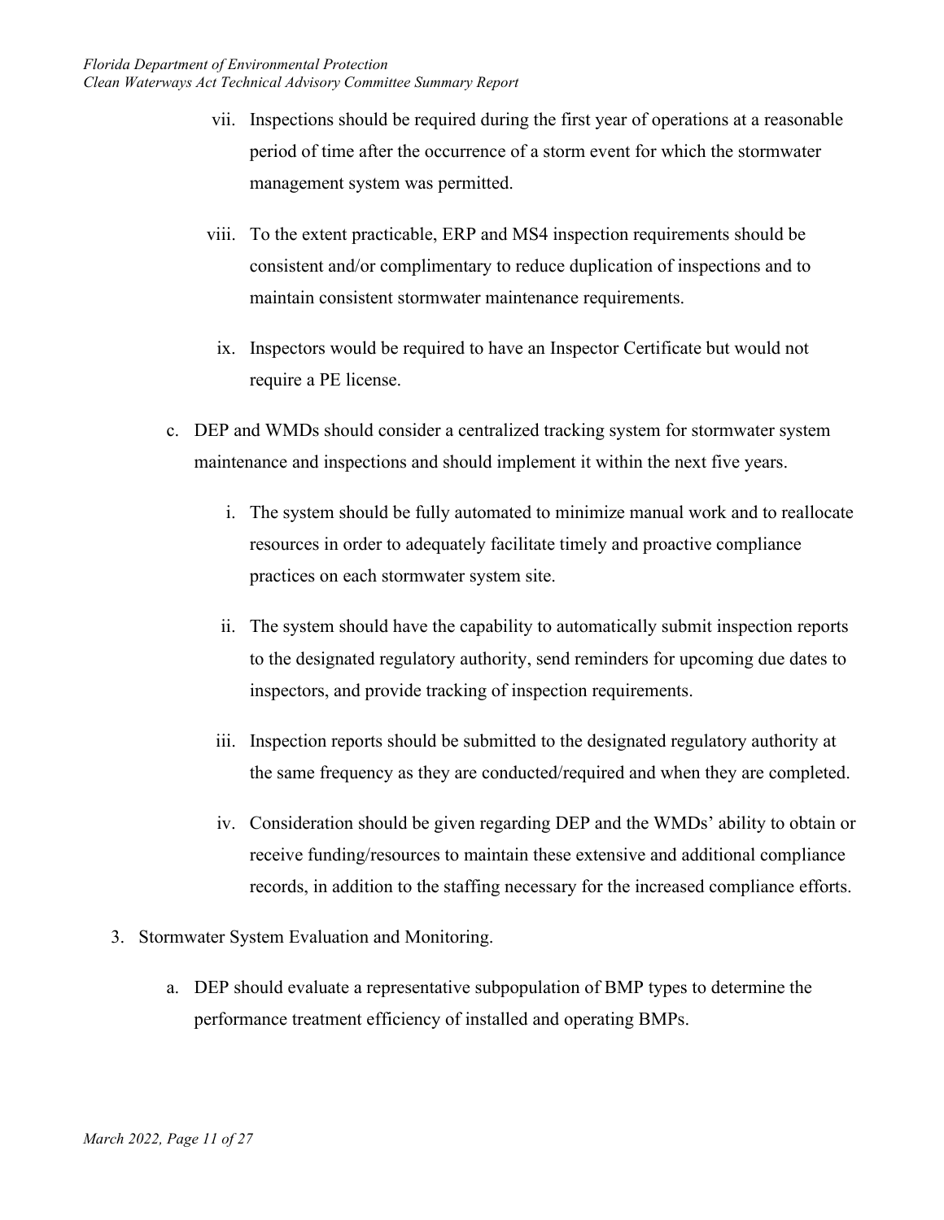vii. Inspections should be required during the first year of operations at a reasonable period of time after the occurrence of a storm event for which the stormwater management system was permitted.

viii. To the extent practicable, ERP and MS4 inspection requirements should be consistent and/or complimentary to reduce duplication of inspections and to maintain consistent stormwater maintenance requirements.

ix. Inspectors would be required to have an Inspector Certificate but would not require a PE license.

c. DEP and WMDs should consider a centralized tracking system for stormwater system maintenance and inspections and should implement it within the next five years.

   i. The system should be fully automated to minimize manual work and to reallocate resources in order to adequately facilitate timely and proactive compliance practices on each stormwater system site.

   ii. The system should have the capability to automatically submit inspection reports to the designated regulatory authority, send reminders for upcoming due dates to inspectors, and provide tracking of inspection requirements.

   iii. Inspection reports should be submitted to the designated regulatory authority at the same frequency as they are conducted/required and when they are completed.

   iv. Consideration should be given regarding DEP and the WMDs' ability to obtain or receive funding/resources to maintain these extensive and additional compliance records, in addition to the staffing necessary for the increased compliance efforts.

3. Stormwater System Evaluation and Monitoring.

   a. DEP should evaluate a representative subpopulation of BMP types to determine the performance treatment efficiency of installed and operating BMPs.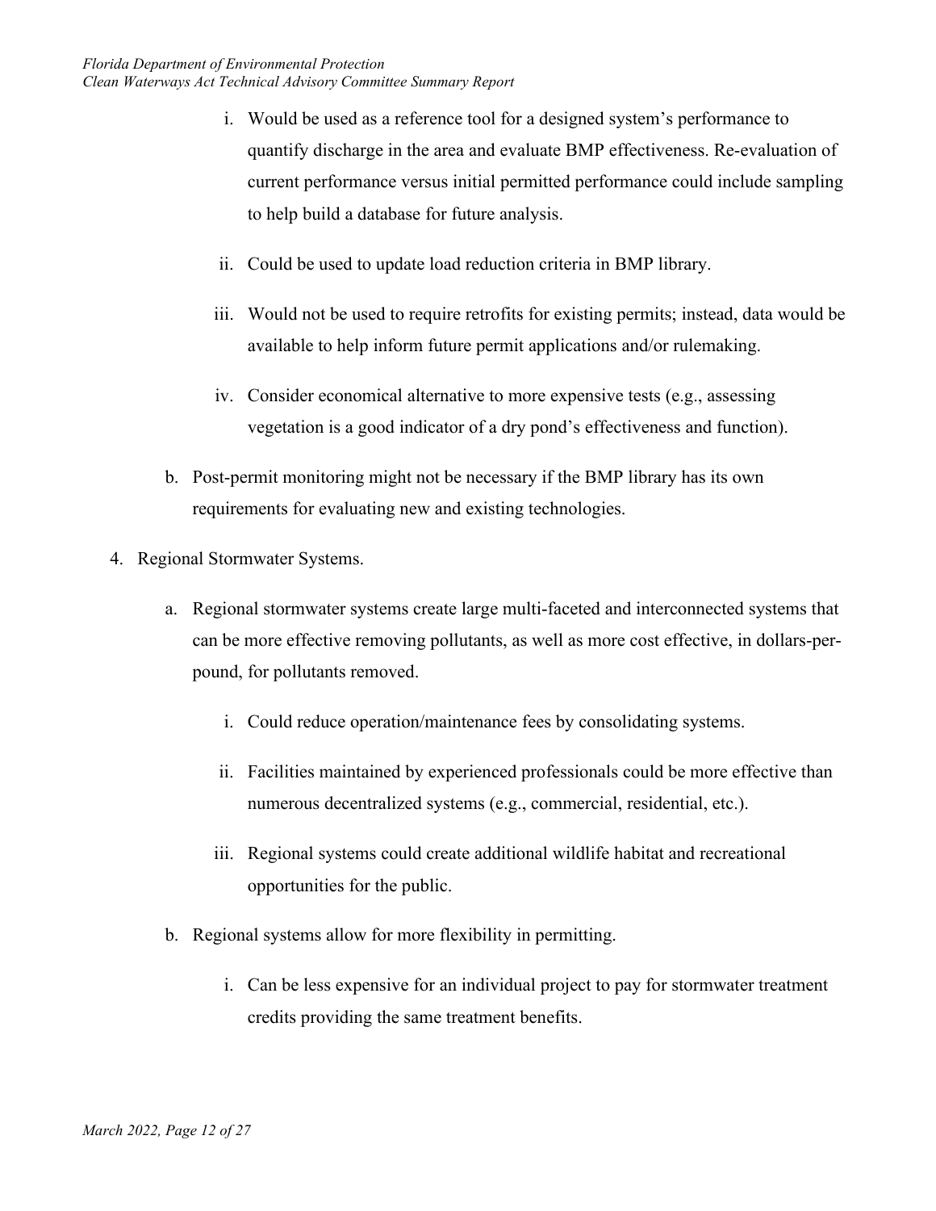i. Would be used as a reference tool for a designed system's performance to quantify discharge in the area and evaluate BMP effectiveness. Re-evaluation of current performance versus initial permitted performance could include sampling to help build a database for future analysis.

ii. Could be used to update load reduction criteria in BMP library.

iii. Would not be used to require retrofits for existing permits; instead, data would be available to help inform future permit applications and/or rulemaking.

iv. Consider economical alternative to more expensive tests (e.g., assessing vegetation is a good indicator of a dry pond's effectiveness and function).

b. Post-permit monitoring might not be necessary if the BMP library has its own requirements for evaluating new and existing technologies.

4. Regional Stormwater Systems.

   a. Regional stormwater systems create large multi-faceted and interconnected systems that can be more effective removing pollutants, as well as more cost effective, in dollars-per-pound, for pollutants removed.

      i. Could reduce operation/maintenance fees by consolidating systems.

      ii. Facilities maintained by experienced professionals could be more effective than numerous decentralized systems (e.g., commercial, residential, etc.).

      iii. Regional systems could create additional wildlife habitat and recreational opportunities for the public.

   b. Regional systems allow for more flexibility in permitting.

      i. Can be less expensive for an individual project to pay for stormwater treatment credits providing the same treatment benefits.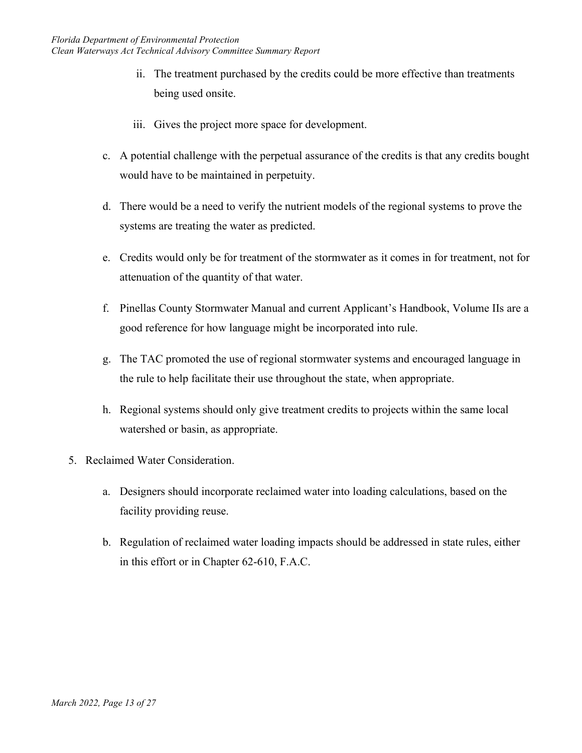ii. The treatment purchased by the credits could be more effective than treatments being used onsite.

  iii. Gives the project more space for development.

c. A potential challenge with the perpetual assurance of the credits is that any credits bought would have to be maintained in perpetuity.

d. There would be a need to verify the nutrient models of the regional systems to prove the systems are treating the water as predicted.

e. Credits would only be for treatment of the stormwater as it comes in for treatment, not for attenuation of the quantity of that water.

f. Pinellas County Stormwater Manual and current Applicant's Handbook, Volume IIs are a good reference for how language might be incorporated into rule.

g. The TAC promoted the use of regional stormwater systems and encouraged language in the rule to help facilitate their use throughout the state, when appropriate.

h. Regional systems should only give treatment credits to projects within the same local watershed or basin, as appropriate.

5. Reclaimed Water Consideration.

   a. Designers should incorporate reclaimed water into loading calculations, based on the facility providing reuse.

   b. Regulation of reclaimed water loading impacts should be addressed in state rules, either in this effort or in Chapter 62-610, F.A.C.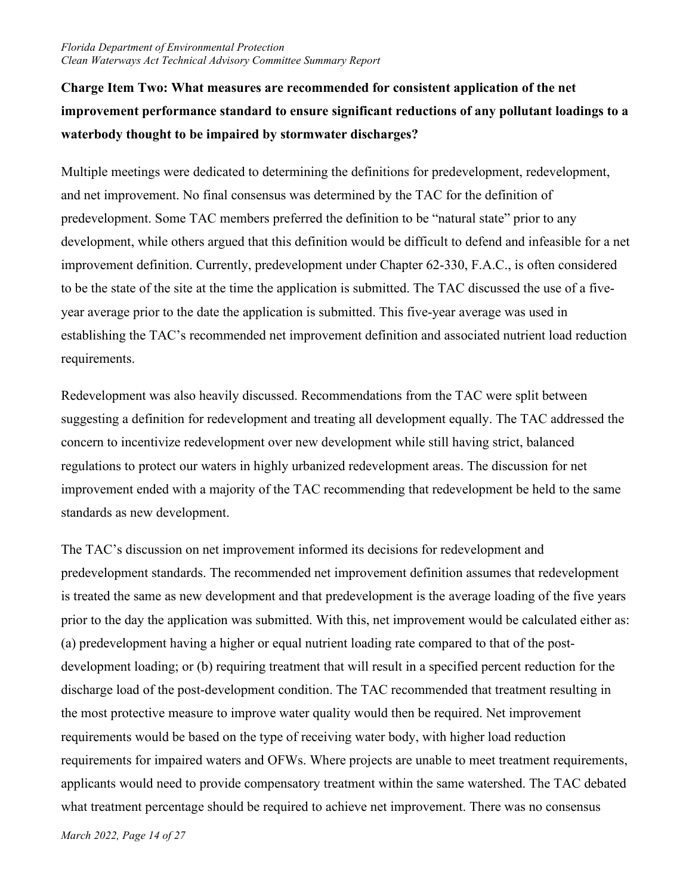**Charge Item Two: What measures are recommended for consistent application of the net improvement performance standard to ensure significant reductions of any pollutant loadings to a waterbody thought to be impaired by stormwater discharges?**

Multiple meetings were dedicated to determining the definitions for predevelopment, redevelopment, and net improvement. No final consensus was determined by the TAC for the definition of predevelopment. Some TAC members preferred the definition to be "natural state" prior to any development, while others argued that this definition would be difficult to defend and infeasible for a net improvement definition. Currently, predevelopment under Chapter 62-330, F.A.C., is often considered to be the state of the site at the time the application is submitted. The TAC discussed the use of a five-year average prior to the date the application is submitted. This five-year average was used in establishing the TAC's recommended net improvement definition and associated nutrient load reduction requirements.

Redevelopment was also heavily discussed. Recommendations from the TAC were split between suggesting a definition for redevelopment and treating all development equally. The TAC addressed the concern to incentivize redevelopment over new development while still having strict, balanced regulations to protect our waters in highly urbanized redevelopment areas. The discussion for net improvement ended with a majority of the TAC recommending that redevelopment be held to the same standards as new development.

The TAC's discussion on net improvement informed its decisions for redevelopment and predevelopment standards. The recommended net improvement definition assumes that redevelopment is treated the same as new development and that predevelopment is the average loading of the five years prior to the day the application was submitted. With this, net improvement would be calculated either as: (a) predevelopment having a higher or equal nutrient loading rate compared to that of the post-development loading; or (b) requiring treatment that will result in a specified percent reduction for the discharge load of the post-development condition. The TAC recommended that treatment resulting in the most protective measure to improve water quality would then be required. Net improvement requirements would be based on the type of receiving water body, with higher load reduction requirements for impaired waters and OFWs. Where projects are unable to meet treatment requirements, applicants would need to provide compensatory treatment within the same watershed. The TAC debated what treatment percentage should be required to achieve net improvement. There was no consensus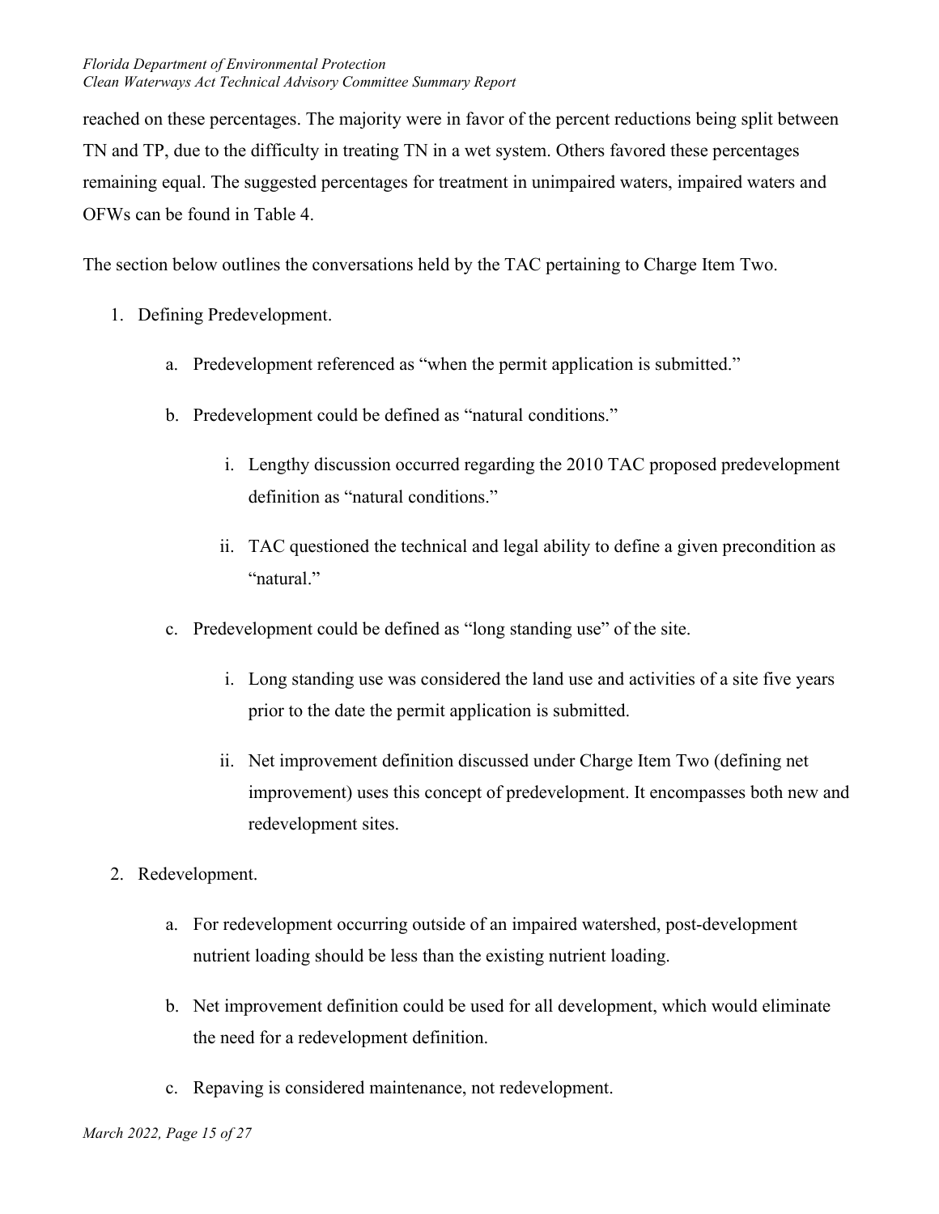reached on these percentages. The majority were in favor of the percent reductions being split between TN and TP, due to the difficulty in treating TN in a wet system. Others favored these percentages remaining equal. The suggested percentages for treatment in unimpaired waters, impaired waters and OFWs can be found in Table 4.

The section below outlines the conversations held by the TAC pertaining to Charge Item Two.

1. Defining Predevelopment.
   a. Predevelopment referenced as "when the permit application is submitted."
   b. Predevelopment could be defined as "natural conditions."
      i. Lengthy discussion occurred regarding the 2010 TAC proposed predevelopment definition as "natural conditions."
      ii. TAC questioned the technical and legal ability to define a given precondition as "natural."
   c. Predevelopment could be defined as "long standing use" of the site.
      i. Long standing use was considered the land use and activities of a site five years prior to the date the permit application is submitted.
      ii. Net improvement definition discussed under Charge Item Two (defining net improvement) uses this concept of predevelopment. It encompasses both new and redevelopment sites.
2. Redevelopment.
   a. For redevelopment occurring outside of an impaired watershed, post-development nutrient loading should be less than the existing nutrient loading.
   b. Net improvement definition could be used for all development, which would eliminate the need for a redevelopment definition.
   c. Repaving is considered maintenance, not redevelopment.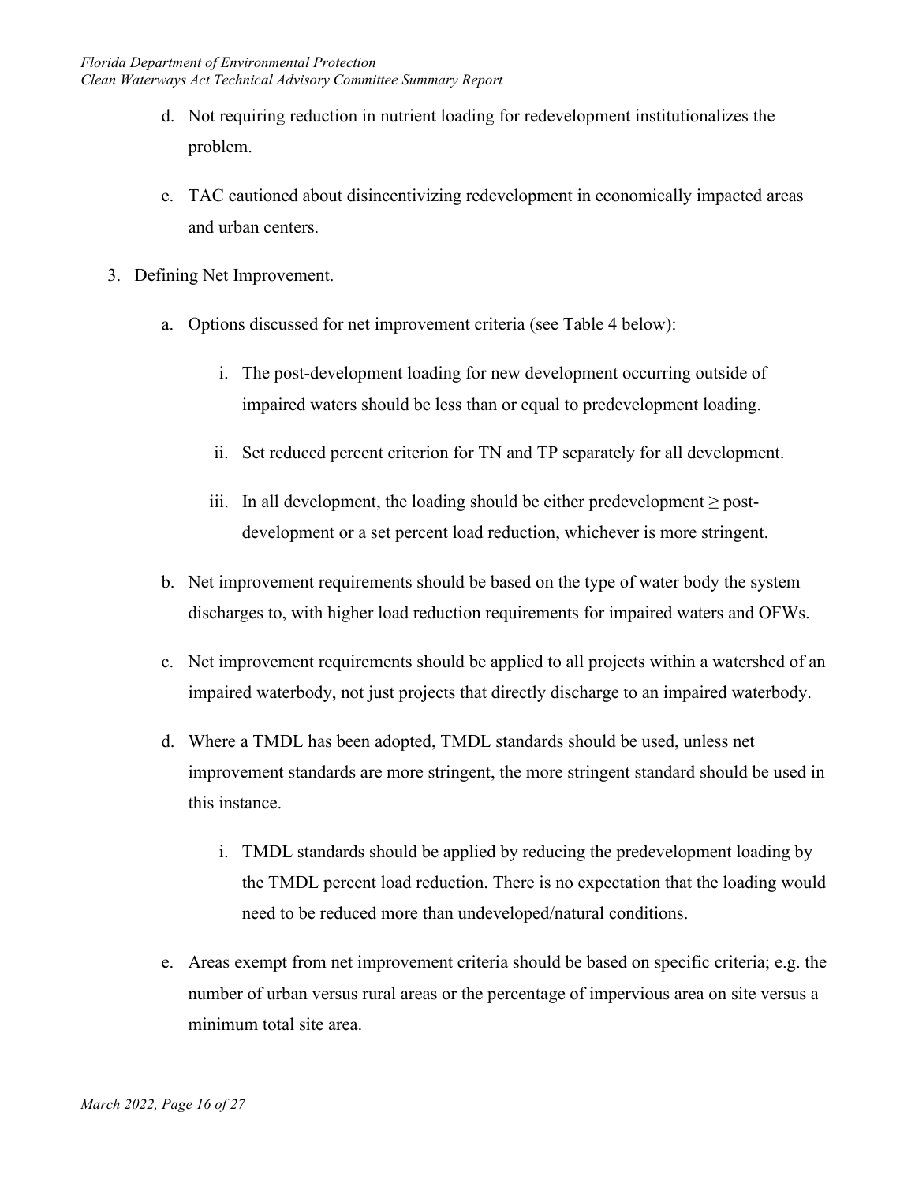d. Not requiring reduction in nutrient loading for redevelopment institutionalizes the problem.

e. TAC cautioned about disincentivizing redevelopment in economically impacted areas and urban centers.

3. Defining Net Improvement.

    a. Options discussed for net improvement criteria (see Table 4 below):

        i. The post-development loading for new development occurring outside of impaired waters should be less than or equal to predevelopment loading.

        ii. Set reduced percent criterion for TN and TP separately for all development.

        iii. In all development, the loading should be either predevelopment ≥ post-development or a set percent load reduction, whichever is more stringent.

    b. Net improvement requirements should be based on the type of water body the system discharges to, with higher load reduction requirements for impaired waters and OFWs.

    c. Net improvement requirements should be applied to all projects within a watershed of an impaired waterbody, not just projects that directly discharge to an impaired waterbody.

    d. Where a TMDL has been adopted, TMDL standards should be used, unless net improvement standards are more stringent, the more stringent standard should be used in this instance.

        i. TMDL standards should be applied by reducing the predevelopment loading by the TMDL percent load reduction. There is no expectation that the loading would need to be reduced more than undeveloped/natural conditions.

    e. Areas exempt from net improvement criteria should be based on specific criteria; e.g. the number of urban versus rural areas or the percentage of impervious area on site versus a minimum total site area.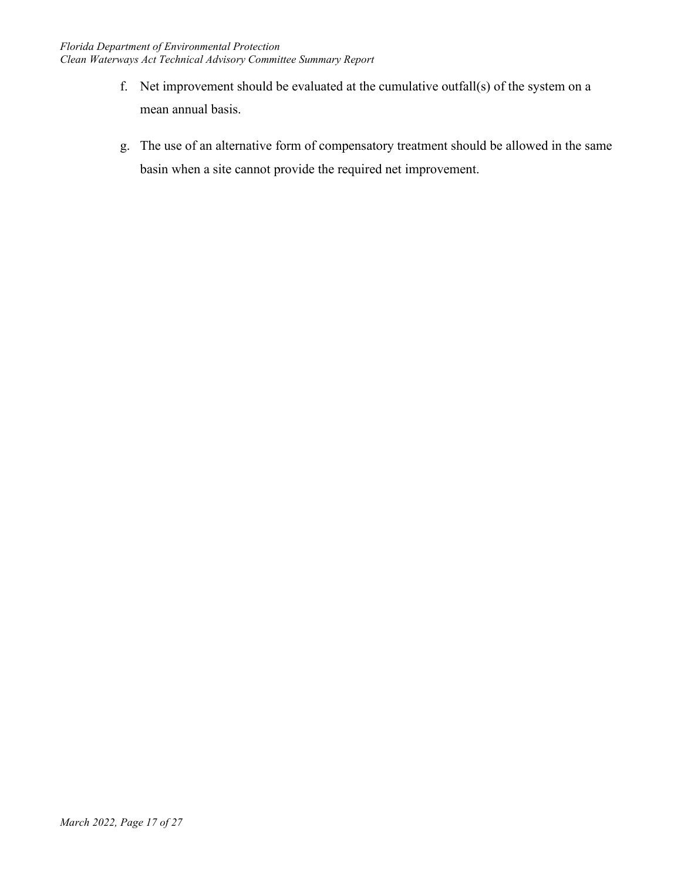f. Net improvement should be evaluated at the cumulative outfall(s) of the system on a mean annual basis.

g. The use of an alternative form of compensatory treatment should be allowed in the same basin when a site cannot provide the required net improvement.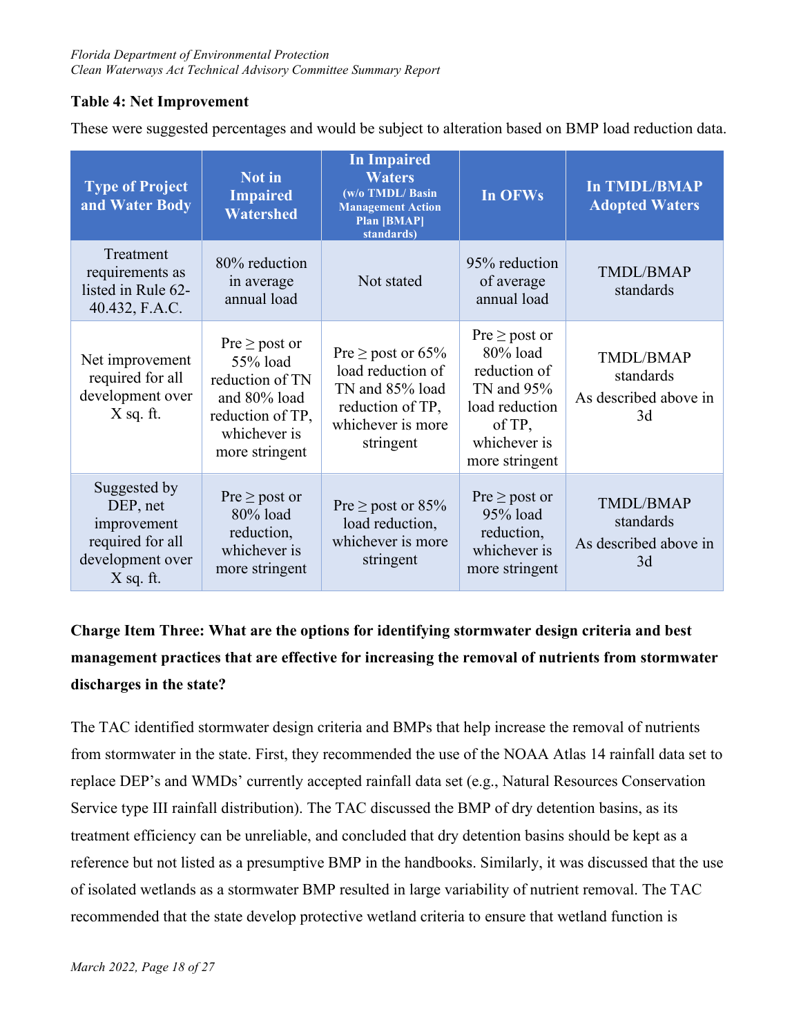**Table 4: Net Improvement**

These were suggested percentages and would be subject to alteration based on BMP load reduction data.

| Type of Project and Water Body | Not in Impaired Watershed | In Impaired Waters (w/o TMDL/ Basin Management Action Plan [BMAP] standards) | In OFWs | In TMDL/BMAP Adopted Waters |
|---|---|---|---|---|
| Treatment requirements as listed in Rule 62-40.432, F.A.C. | 80% reduction in average annual load | Not stated | 95% reduction of average annual load | TMDL/BMAP standards |
| Net improvement required for all development over X sq. ft. | Pre ≥ post or 55% load reduction of TN and 80% load reduction of TP, whichever is more stringent | Pre ≥ post or 65% load reduction of TN and 85% load reduction of TP, whichever is more stringent | Pre ≥ post or 80% load reduction of TN and 95% load reduction of TP, whichever is more stringent | TMDL/BMAP standards<br>As described above in 3d |
| Suggested by DEP, net improvement required for all development over X sq. ft. | Pre ≥ post or 80% load reduction, whichever is more stringent | Pre ≥ post or 85% load reduction, whichever is more stringent | Pre ≥ post or 95% load reduction, whichever is more stringent | TMDL/BMAP standards<br>As described above in 3d |

**Charge Item Three: What are the options for identifying stormwater design criteria and best management practices that are effective for increasing the removal of nutrients from stormwater discharges in the state?**

The TAC identified stormwater design criteria and BMPs that help increase the removal of nutrients from stormwater in the state. First, they recommended the use of the NOAA Atlas 14 rainfall data set to replace DEP's and WMDs' currently accepted rainfall data set (e.g., Natural Resources Conservation Service type III rainfall distribution). The TAC discussed the BMP of dry detention basins, as its treatment efficiency can be unreliable, and concluded that dry detention basins should be kept as a reference but not listed as a presumptive BMP in the handbooks. Similarly, it was discussed that the use of isolated wetlands as a stormwater BMP resulted in large variability of nutrient removal. The TAC recommended that the state develop protective wetland criteria to ensure that wetland function is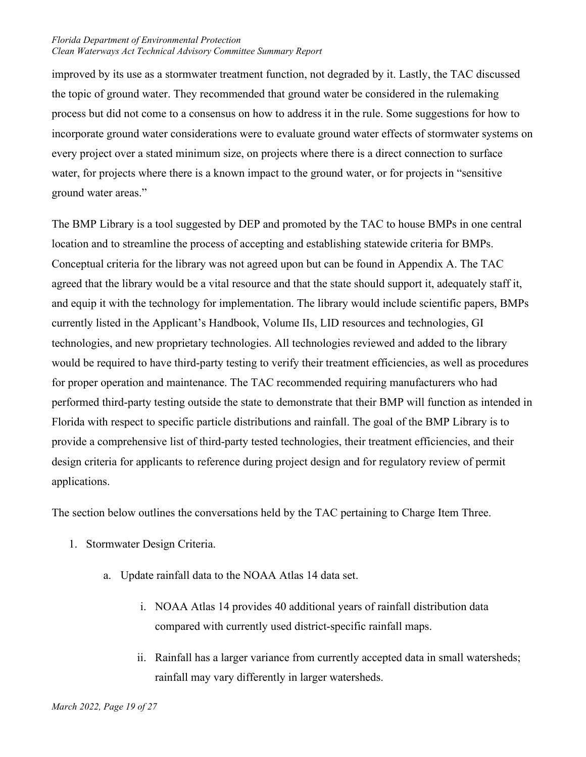improved by its use as a stormwater treatment function, not degraded by it. Lastly, the TAC discussed the topic of ground water. They recommended that ground water be considered in the rulemaking process but did not come to a consensus on how to address it in the rule. Some suggestions for how to incorporate ground water considerations were to evaluate ground water effects of stormwater systems on every project over a stated minimum size, on projects where there is a direct connection to surface water, for projects where there is a known impact to the ground water, or for projects in "sensitive ground water areas."

The BMP Library is a tool suggested by DEP and promoted by the TAC to house BMPs in one central location and to streamline the process of accepting and establishing statewide criteria for BMPs. Conceptual criteria for the library was not agreed upon but can be found in Appendix A. The TAC agreed that the library would be a vital resource and that the state should support it, adequately staff it, and equip it with the technology for implementation. The library would include scientific papers, BMPs currently listed in the Applicant's Handbook, Volume IIs, LID resources and technologies, GI technologies, and new proprietary technologies. All technologies reviewed and added to the library would be required to have third-party testing to verify their treatment efficiencies, as well as procedures for proper operation and maintenance. The TAC recommended requiring manufacturers who had performed third-party testing outside the state to demonstrate that their BMP will function as intended in Florida with respect to specific particle distributions and rainfall. The goal of the BMP Library is to provide a comprehensive list of third-party tested technologies, their treatment efficiencies, and their design criteria for applicants to reference during project design and for regulatory review of permit applications.

The section below outlines the conversations held by the TAC pertaining to Charge Item Three.

1. Stormwater Design Criteria.
    a. Update rainfall data to the NOAA Atlas 14 data set.
        i. NOAA Atlas 14 provides 40 additional years of rainfall distribution data compared with currently used district-specific rainfall maps.
        ii. Rainfall has a larger variance from currently accepted data in small watersheds; rainfall may vary differently in larger watersheds.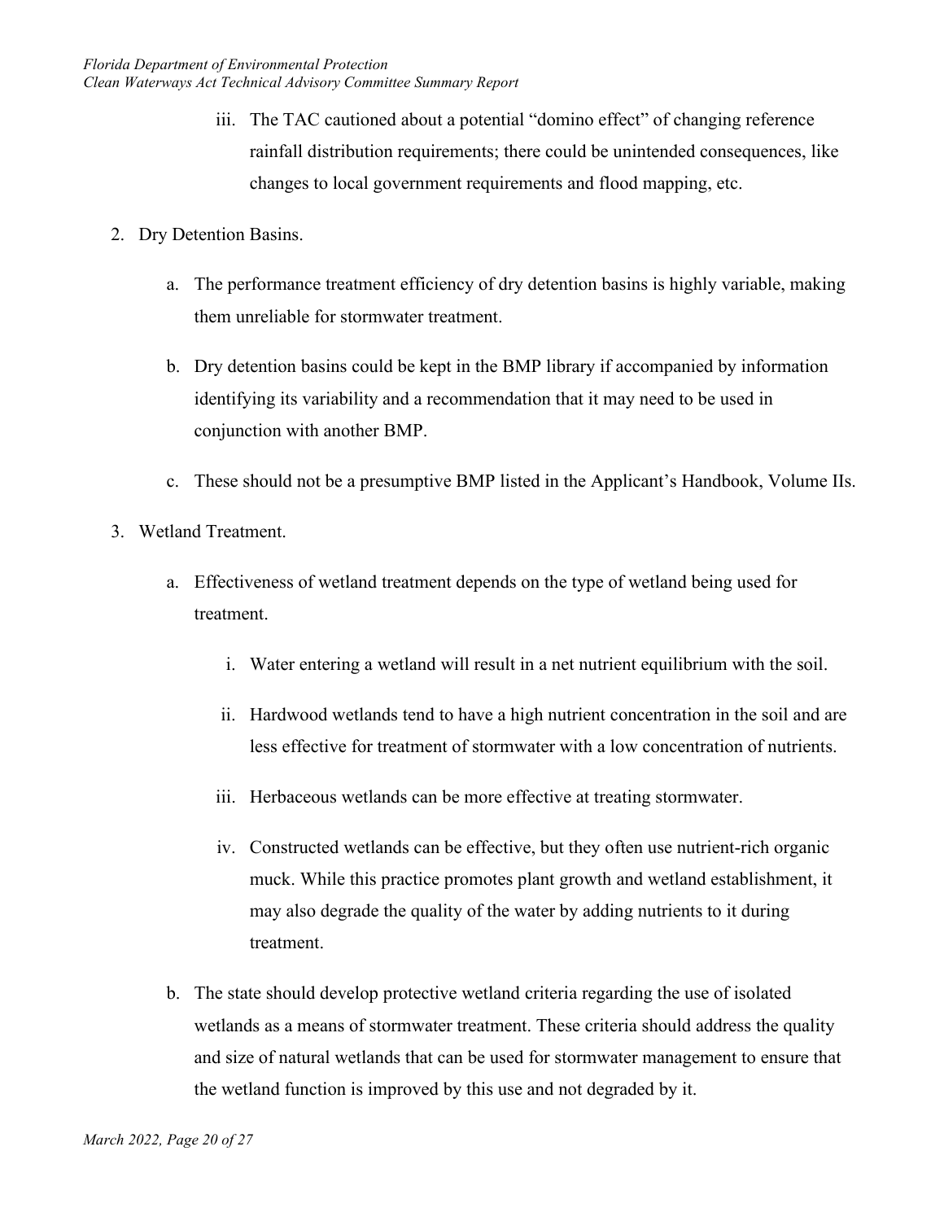iii. The TAC cautioned about a potential "domino effect" of changing reference rainfall distribution requirements; there could be unintended consequences, like changes to local government requirements and flood mapping, etc.

2. Dry Detention Basins.

   a. The performance treatment efficiency of dry detention basins is highly variable, making them unreliable for stormwater treatment.

   b. Dry detention basins could be kept in the BMP library if accompanied by information identifying its variability and a recommendation that it may need to be used in conjunction with another BMP.

   c. These should not be a presumptive BMP listed in the Applicant's Handbook, Volume IIs.

3. Wetland Treatment.

   a. Effectiveness of wetland treatment depends on the type of wetland being used for treatment.

      i. Water entering a wetland will result in a net nutrient equilibrium with the soil.

      ii. Hardwood wetlands tend to have a high nutrient concentration in the soil and are less effective for treatment of stormwater with a low concentration of nutrients.

      iii. Herbaceous wetlands can be more effective at treating stormwater.

      iv. Constructed wetlands can be effective, but they often use nutrient-rich organic muck. While this practice promotes plant growth and wetland establishment, it may also degrade the quality of the water by adding nutrients to it during treatment.

   b. The state should develop protective wetland criteria regarding the use of isolated wetlands as a means of stormwater treatment. These criteria should address the quality and size of natural wetlands that can be used for stormwater management to ensure that the wetland function is improved by this use and not degraded by it.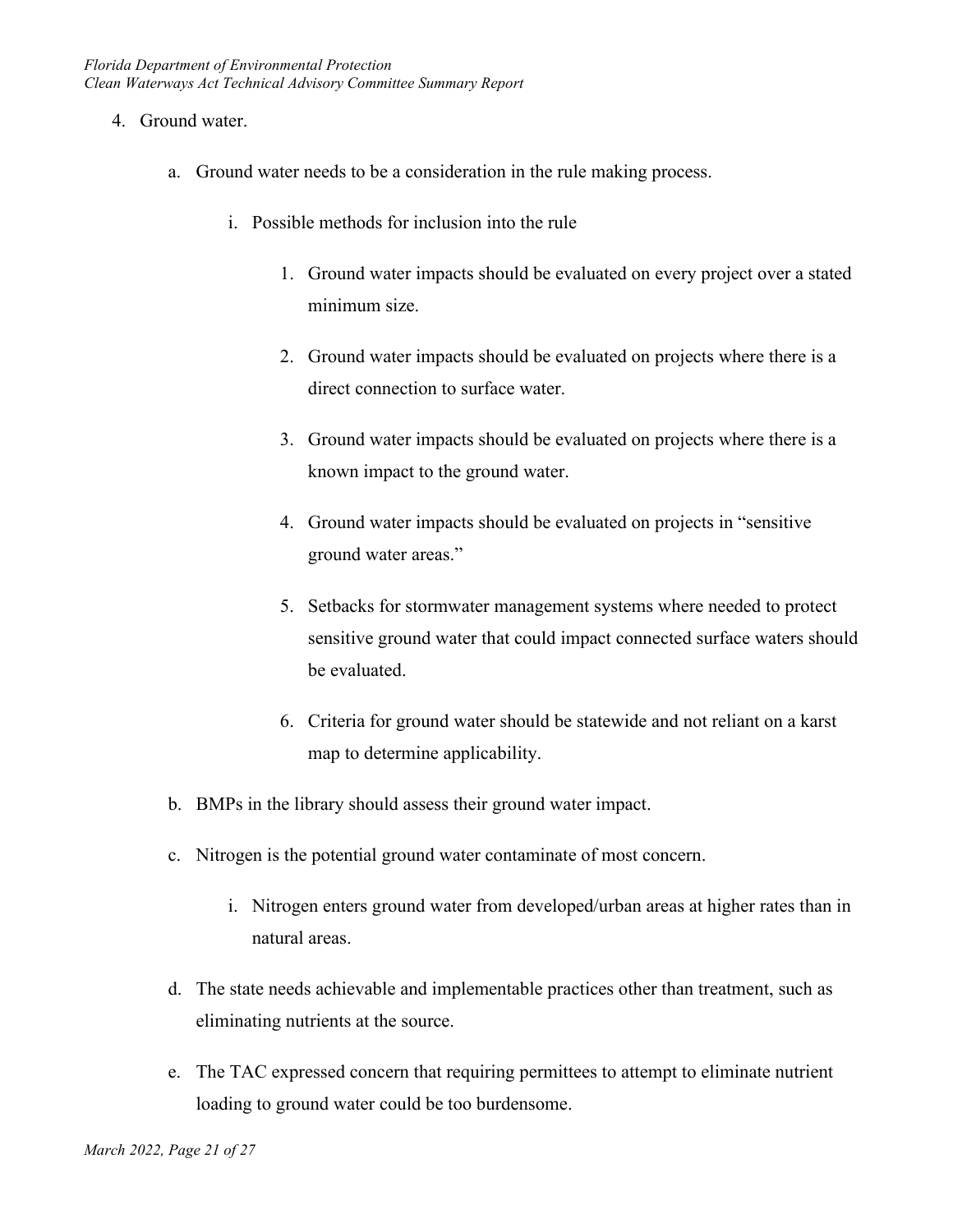4. Ground water.

   a. Ground water needs to be a consideration in the rule making process.

      i. Possible methods for inclusion into the rule

         1. Ground water impacts should be evaluated on every project over a stated minimum size.

         2. Ground water impacts should be evaluated on projects where there is a direct connection to surface water.

         3. Ground water impacts should be evaluated on projects where there is a known impact to the ground water.

         4. Ground water impacts should be evaluated on projects in "sensitive ground water areas."

         5. Setbacks for stormwater management systems where needed to protect sensitive ground water that could impact connected surface waters should be evaluated.

         6. Criteria for ground water should be statewide and not reliant on a karst map to determine applicability.

   b. BMPs in the library should assess their ground water impact.

   c. Nitrogen is the potential ground water contaminate of most concern.

      i. Nitrogen enters ground water from developed/urban areas at higher rates than in natural areas.

   d. The state needs achievable and implementable practices other than treatment, such as eliminating nutrients at the source.

   e. The TAC expressed concern that requiring permittees to attempt to eliminate nutrient loading to ground water could be too burdensome.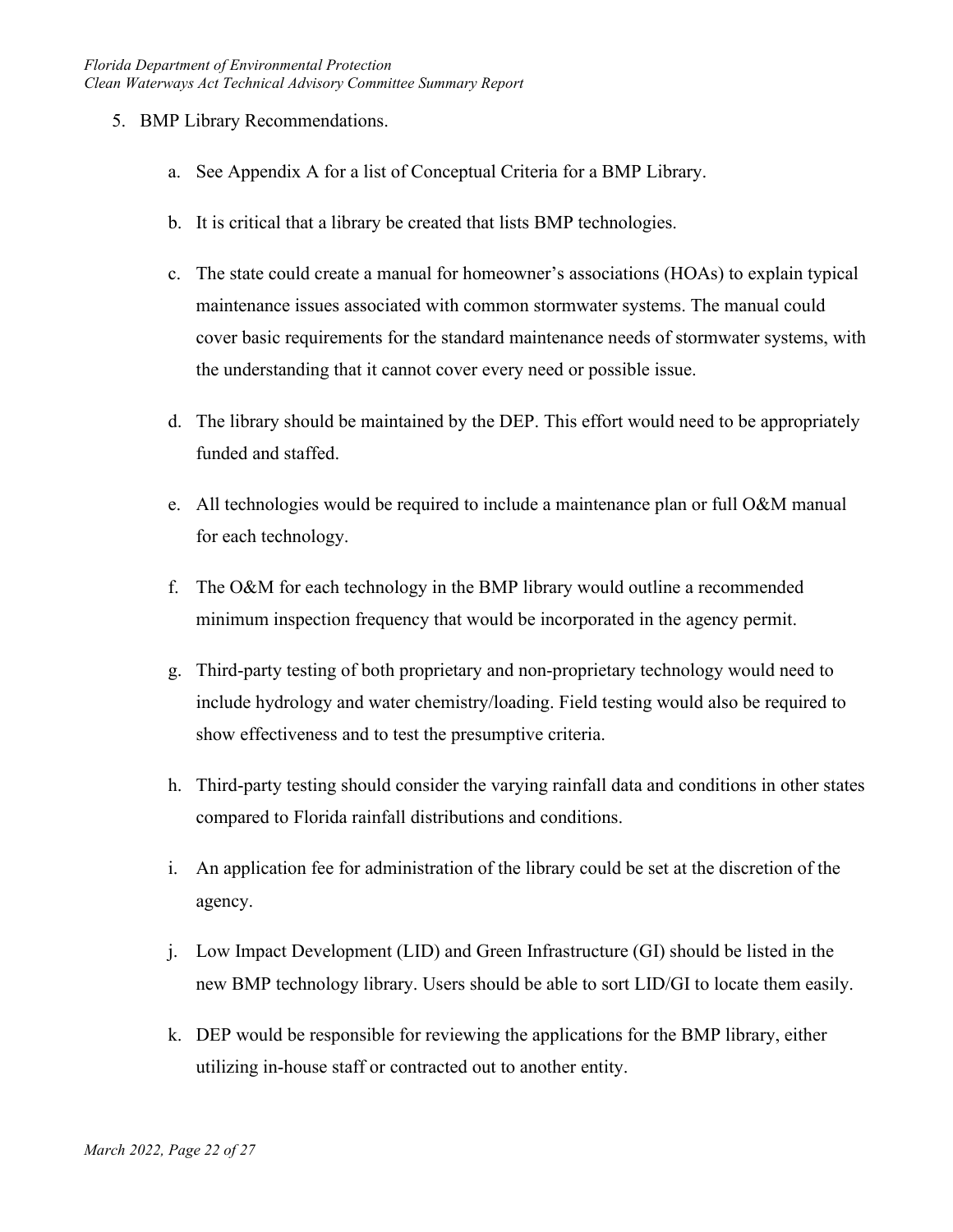5. BMP Library Recommendations.

    a. See Appendix A for a list of Conceptual Criteria for a BMP Library.

    b. It is critical that a library be created that lists BMP technologies.

    c. The state could create a manual for homeowner's associations (HOAs) to explain typical maintenance issues associated with common stormwater systems. The manual could cover basic requirements for the standard maintenance needs of stormwater systems, with the understanding that it cannot cover every need or possible issue.

    d. The library should be maintained by the DEP. This effort would need to be appropriately funded and staffed.

    e. All technologies would be required to include a maintenance plan or full O&M manual for each technology.

    f. The O&M for each technology in the BMP library would outline a recommended minimum inspection frequency that would be incorporated in the agency permit.

    g. Third-party testing of both proprietary and non-proprietary technology would need to include hydrology and water chemistry/loading. Field testing would also be required to show effectiveness and to test the presumptive criteria.

    h. Third-party testing should consider the varying rainfall data and conditions in other states compared to Florida rainfall distributions and conditions.

    i. An application fee for administration of the library could be set at the discretion of the agency.

    j. Low Impact Development (LID) and Green Infrastructure (GI) should be listed in the new BMP technology library. Users should be able to sort LID/GI to locate them easily.

    k. DEP would be responsible for reviewing the applications for the BMP library, either utilizing in-house staff or contracted out to another entity.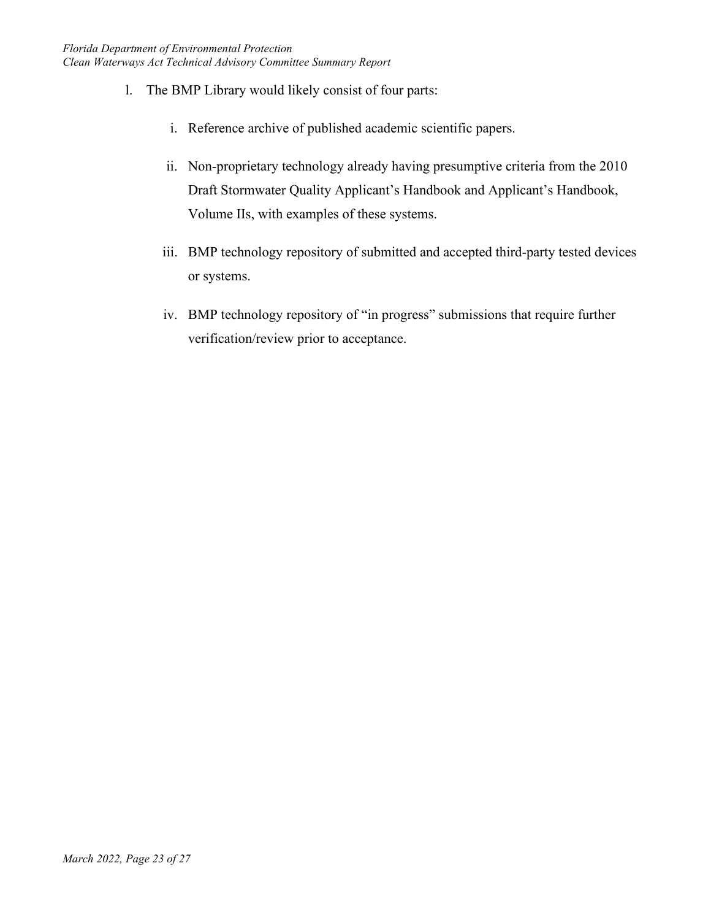l. The BMP Library would likely consist of four parts:

   i. Reference archive of published academic scientific papers.

   ii. Non-proprietary technology already having presumptive criteria from the 2010 Draft Stormwater Quality Applicant's Handbook and Applicant's Handbook, Volume IIs, with examples of these systems.

   iii. BMP technology repository of submitted and accepted third-party tested devices or systems.

   iv. BMP technology repository of "in progress" submissions that require further verification/review prior to acceptance.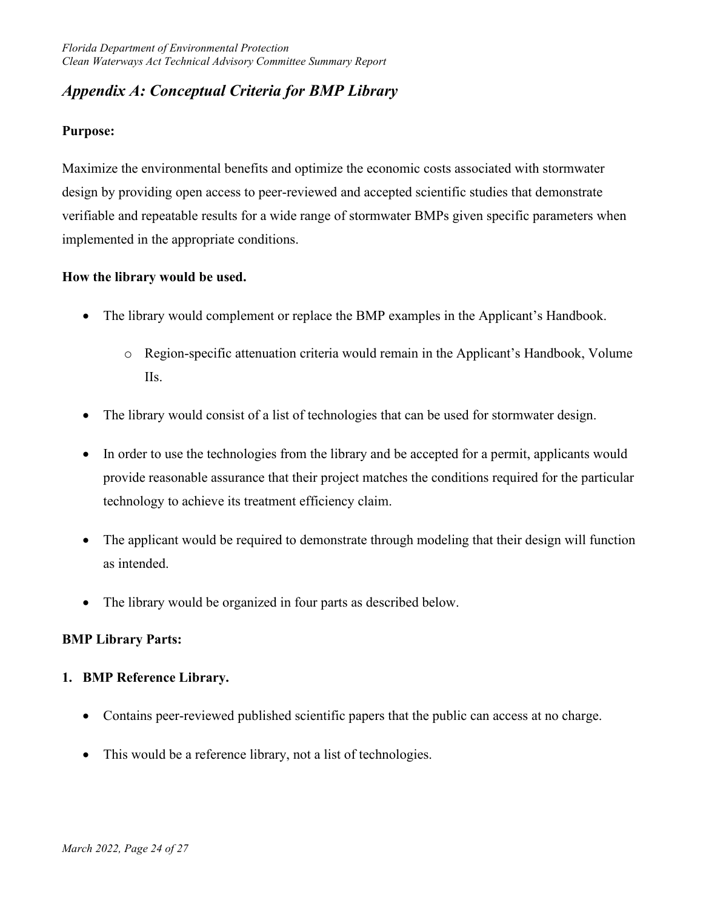## *Appendix A: Conceptual Criteria for BMP Library*

**Purpose:**

Maximize the environmental benefits and optimize the economic costs associated with stormwater design by providing open access to peer-reviewed and accepted scientific studies that demonstrate verifiable and repeatable results for a wide range of stormwater BMPs given specific parameters when implemented in the appropriate conditions.

**How the library would be used.**

- The library would complement or replace the BMP examples in the Applicant's Handbook.
    - Region-specific attenuation criteria would remain in the Applicant's Handbook, Volume IIs.
- The library would consist of a list of technologies that can be used for stormwater design.
- In order to use the technologies from the library and be accepted for a permit, applicants would provide reasonable assurance that their project matches the conditions required for the particular technology to achieve its treatment efficiency claim.
- The applicant would be required to demonstrate through modeling that their design will function as intended.
- The library would be organized in four parts as described below.

**BMP Library Parts:**

**1. BMP Reference Library.**

- Contains peer-reviewed published scientific papers that the public can access at no charge.
- This would be a reference library, not a list of technologies.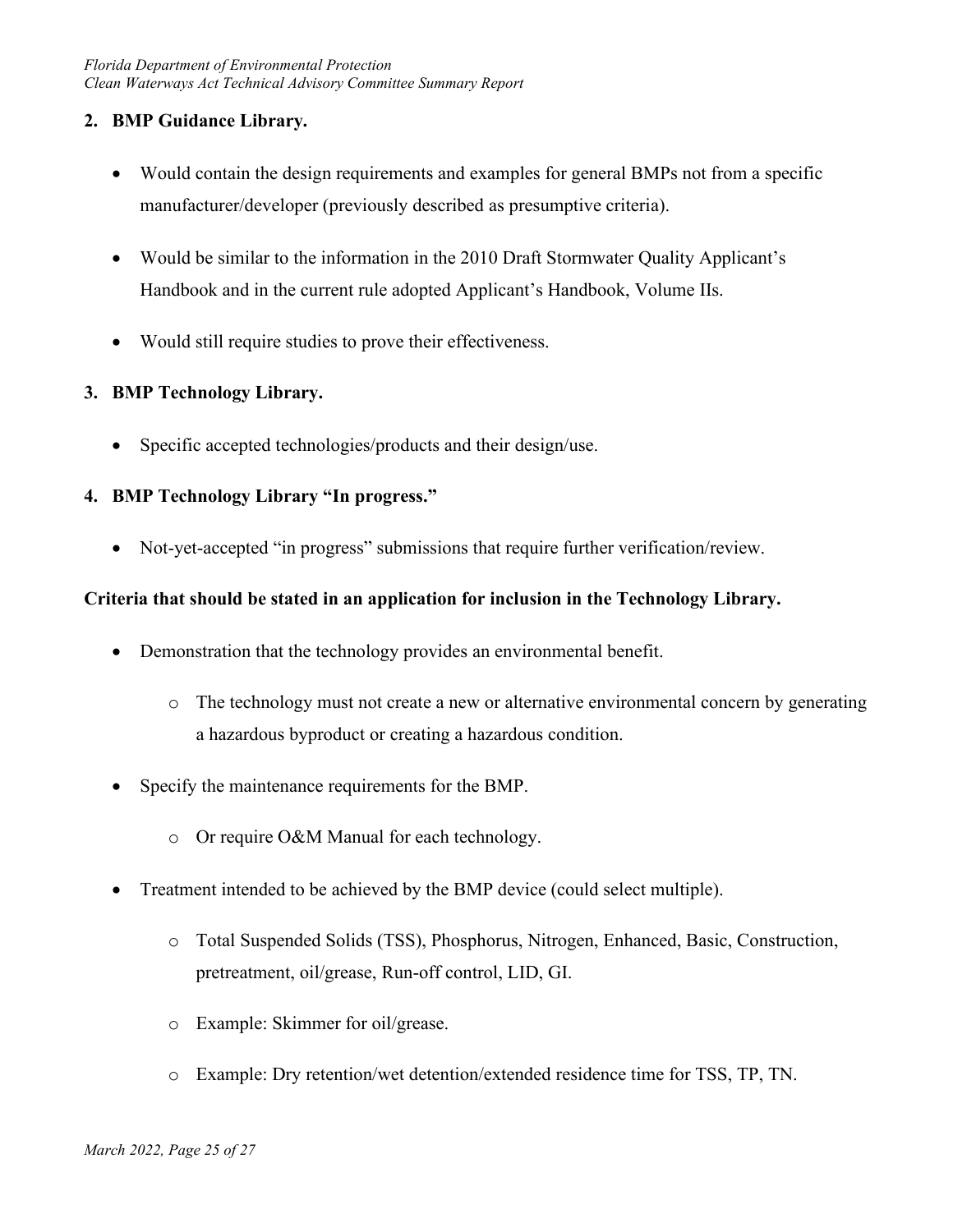**2. BMP Guidance Library.**

- Would contain the design requirements and examples for general BMPs not from a specific manufacturer/developer (previously described as presumptive criteria).
- Would be similar to the information in the 2010 Draft Stormwater Quality Applicant's Handbook and in the current rule adopted Applicant's Handbook, Volume IIs.
- Would still require studies to prove their effectiveness.

**3. BMP Technology Library.**

- Specific accepted technologies/products and their design/use.

**4. BMP Technology Library "In progress."**

- Not-yet-accepted "in progress" submissions that require further verification/review.

**Criteria that should be stated in an application for inclusion in the Technology Library.**

- Demonstration that the technology provides an environmental benefit.
  - The technology must not create a new or alternative environmental concern by generating a hazardous byproduct or creating a hazardous condition.
- Specify the maintenance requirements for the BMP.
  - Or require O&M Manual for each technology.
- Treatment intended to be achieved by the BMP device (could select multiple).
  - Total Suspended Solids (TSS), Phosphorus, Nitrogen, Enhanced, Basic, Construction, pretreatment, oil/grease, Run-off control, LID, GI.
  - Example: Skimmer for oil/grease.
  - Example: Dry retention/wet detention/extended residence time for TSS, TP, TN.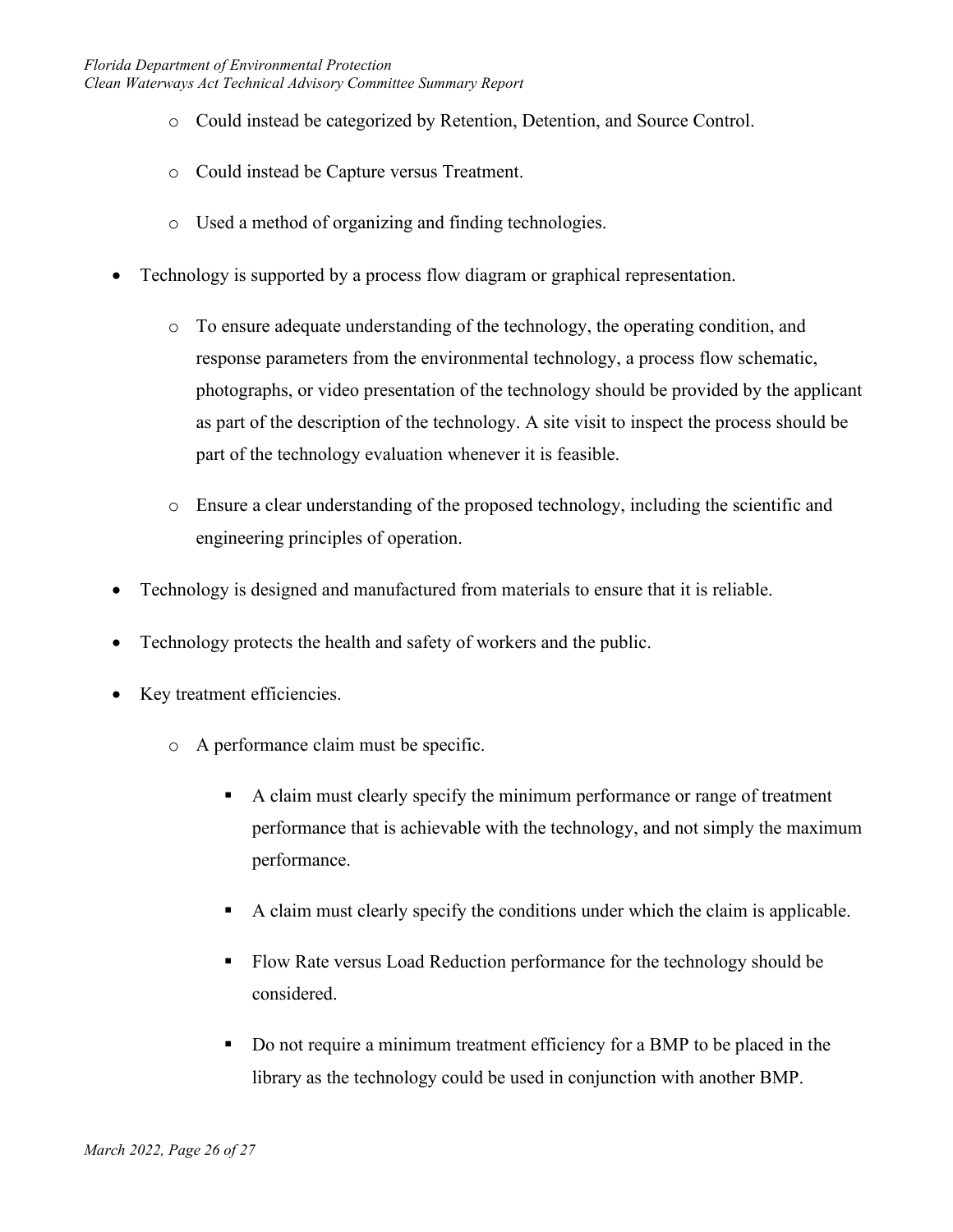- Could instead be categorized by Retention, Detention, and Source Control.
  - Could instead be Capture versus Treatment.
  - Used a method of organizing and finding technologies.
- Technology is supported by a process flow diagram or graphical representation.
  - To ensure adequate understanding of the technology, the operating condition, and response parameters from the environmental technology, a process flow schematic, photographs, or video presentation of the technology should be provided by the applicant as part of the description of the technology. A site visit to inspect the process should be part of the technology evaluation whenever it is feasible.
  - Ensure a clear understanding of the proposed technology, including the scientific and engineering principles of operation.
- Technology is designed and manufactured from materials to ensure that it is reliable.
- Technology protects the health and safety of workers and the public.
- Key treatment efficiencies.
  - A performance claim must be specific.
    - A claim must clearly specify the minimum performance or range of treatment performance that is achievable with the technology, and not simply the maximum performance.
    - A claim must clearly specify the conditions under which the claim is applicable.
    - Flow Rate versus Load Reduction performance for the technology should be considered.
    - Do not require a minimum treatment efficiency for a BMP to be placed in the library as the technology could be used in conjunction with another BMP.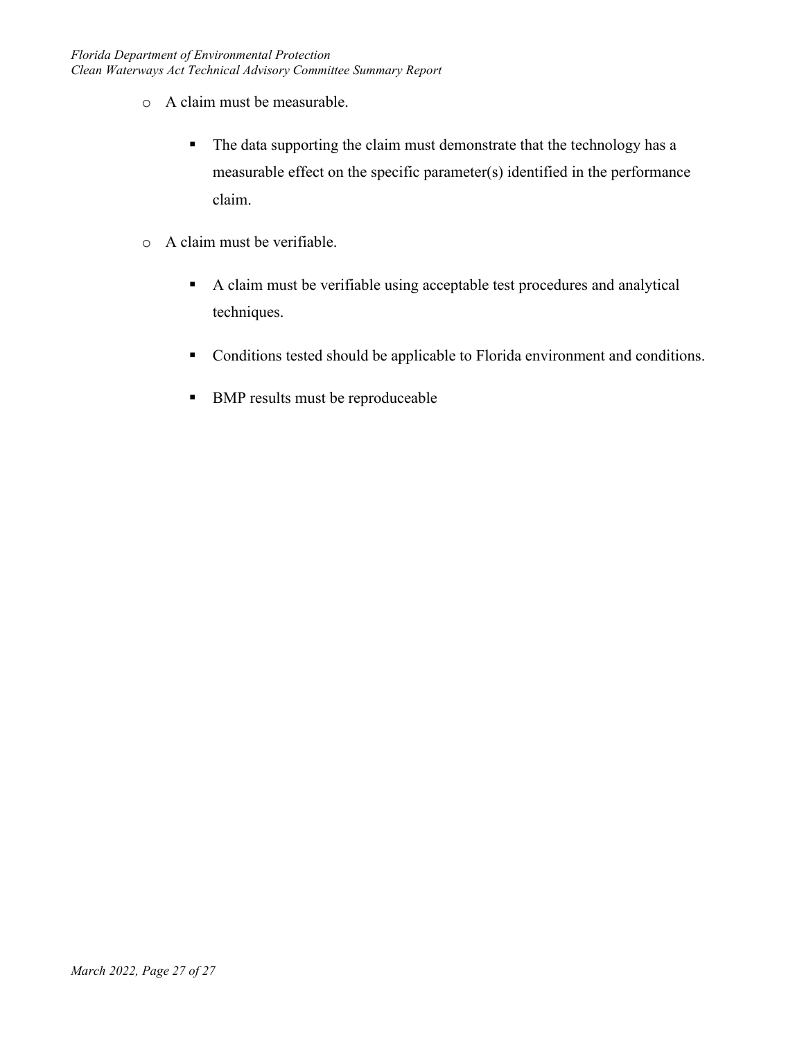- A claim must be measurable.
  - The data supporting the claim must demonstrate that the technology has a measurable effect on the specific parameter(s) identified in the performance claim.
- A claim must be verifiable.
  - A claim must be verifiable using acceptable test procedures and analytical techniques.
  - Conditions tested should be applicable to Florida environment and conditions.
  - BMP results must be reproduceable